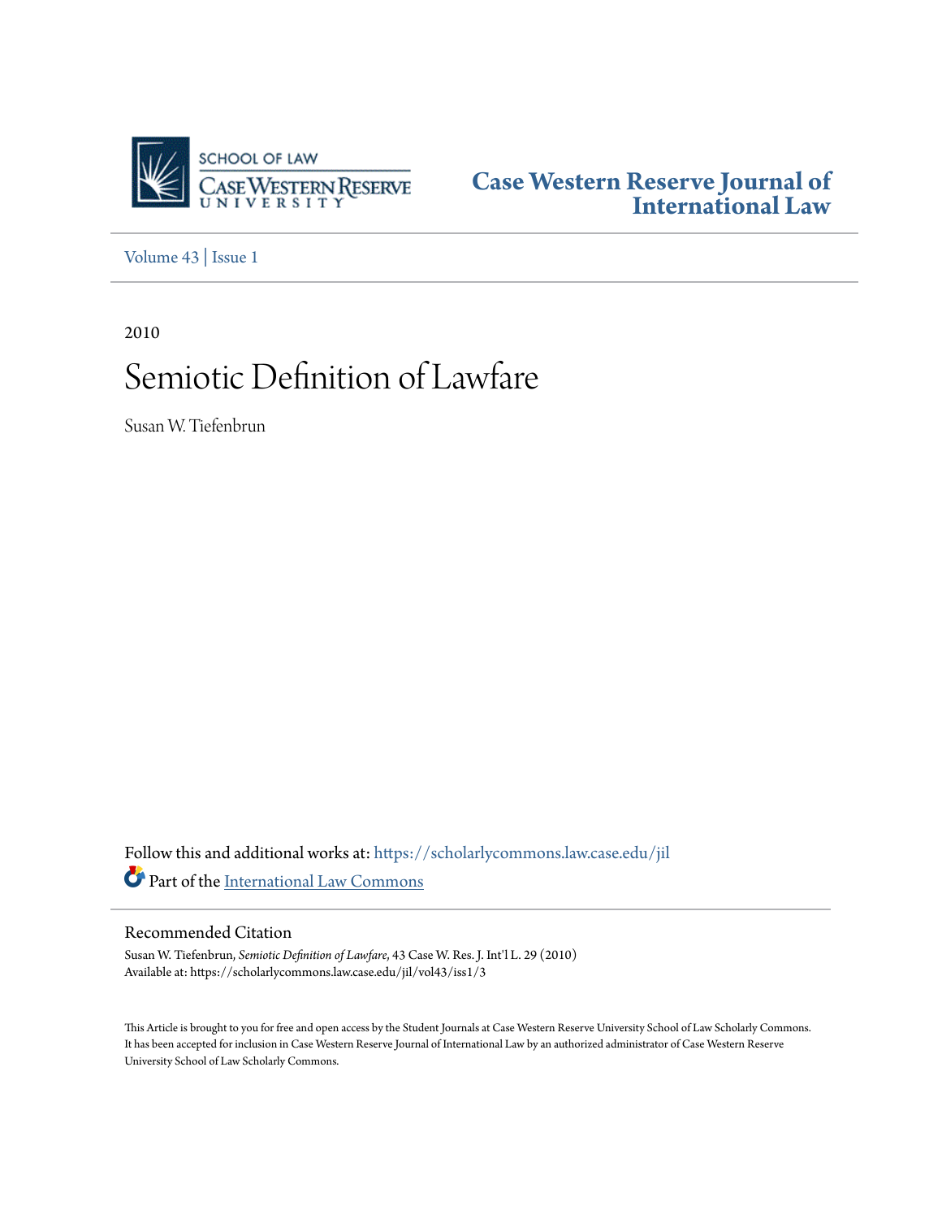SCHOOL OF LAW
CASE WESTERN RESERVE
UNIVERSITY

**Case Western Reserve Journal of International Law**

Volume 43 | Issue 1

2010

# Semiotic Definition of Lawfare

Susan W. Tiefenbrun

Follow this and additional works at: https://scholarlycommons.law.case.edu/jil

Part of the International Law Commons

## Recommended Citation

Susan W. Tiefenbrun, *Semiotic Definition of Lawfare*, 43 Case W. Res. J. Int'l L. 29 (2010)
Available at: https://scholarlycommons.law.case.edu/jil/vol43/iss1/3

This Article is brought to you for free and open access by the Student Journals at Case Western Reserve University School of Law Scholarly Commons. It has been accepted for inclusion in Case Western Reserve Journal of International Law by an authorized administrator of Case Western Reserve University School of Law Scholarly Commons.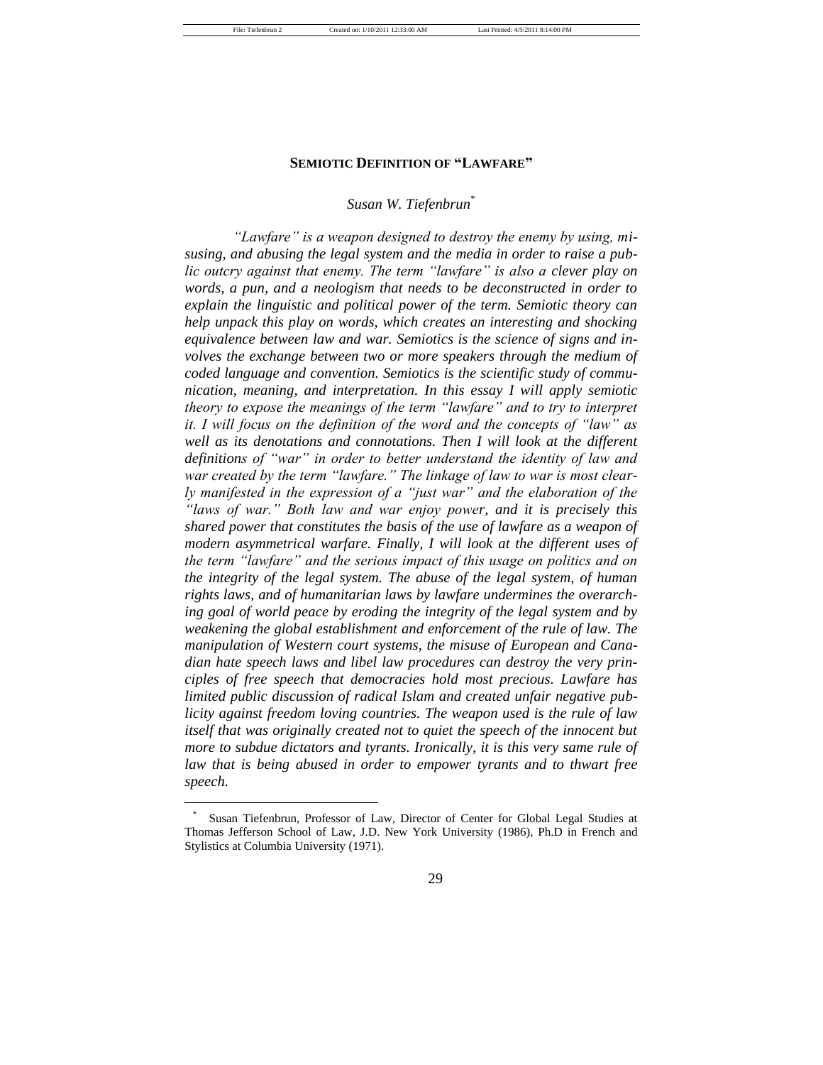## SEMIOTIC DEFINITION OF "LAWFARE"

*Susan W. Tiefenbrun*[*]

*"Lawfare" is a weapon designed to destroy the enemy by using, misusing, and abusing the legal system and the media in order to raise a public outcry against that enemy. The term "lawfare" is also a clever play on words, a pun, and a neologism that needs to be deconstructed in order to explain the linguistic and political power of the term. Semiotic theory can help unpack this play on words, which creates an interesting and shocking equivalence between law and war. Semiotics is the science of signs and involves the exchange between two or more speakers through the medium of coded language and convention. Semiotics is the scientific study of communication, meaning, and interpretation. In this essay I will apply semiotic theory to expose the meanings of the term "lawfare" and to try to interpret it. I will focus on the definition of the word and the concepts of "law" as well as its denotations and connotations. Then I will look at the different definitions of "war" in order to better understand the identity of law and war created by the term "lawfare." The linkage of law to war is most clearly manifested in the expression of a "just war" and the elaboration of the "laws of war." Both law and war enjoy power, and it is precisely this shared power that constitutes the basis of the use of lawfare as a weapon of modern asymmetrical warfare. Finally, I will look at the different uses of the term "lawfare" and the serious impact of this usage on politics and on the integrity of the legal system. The abuse of the legal system, of human rights laws, and of humanitarian laws by lawfare undermines the overarching goal of world peace by eroding the integrity of the legal system and by weakening the global establishment and enforcement of the rule of law. The manipulation of Western court systems, the misuse of European and Canadian hate speech laws and libel law procedures can destroy the very principles of free speech that democracies hold most precious. Lawfare has limited public discussion of radical Islam and created unfair negative publicity against freedom loving countries. The weapon used is the rule of law itself that was originally created not to quiet the speech of the innocent but more to subdue dictators and tyrants. Ironically, it is this very same rule of law that is being abused in order to empower tyrants and to thwart free speech.*

---

[*] Susan Tiefenbrun, Professor of Law, Director of Center for Global Legal Studies at Thomas Jefferson School of Law, J.D. New York University (1986), Ph.D in French and Stylistics at Columbia University (1971).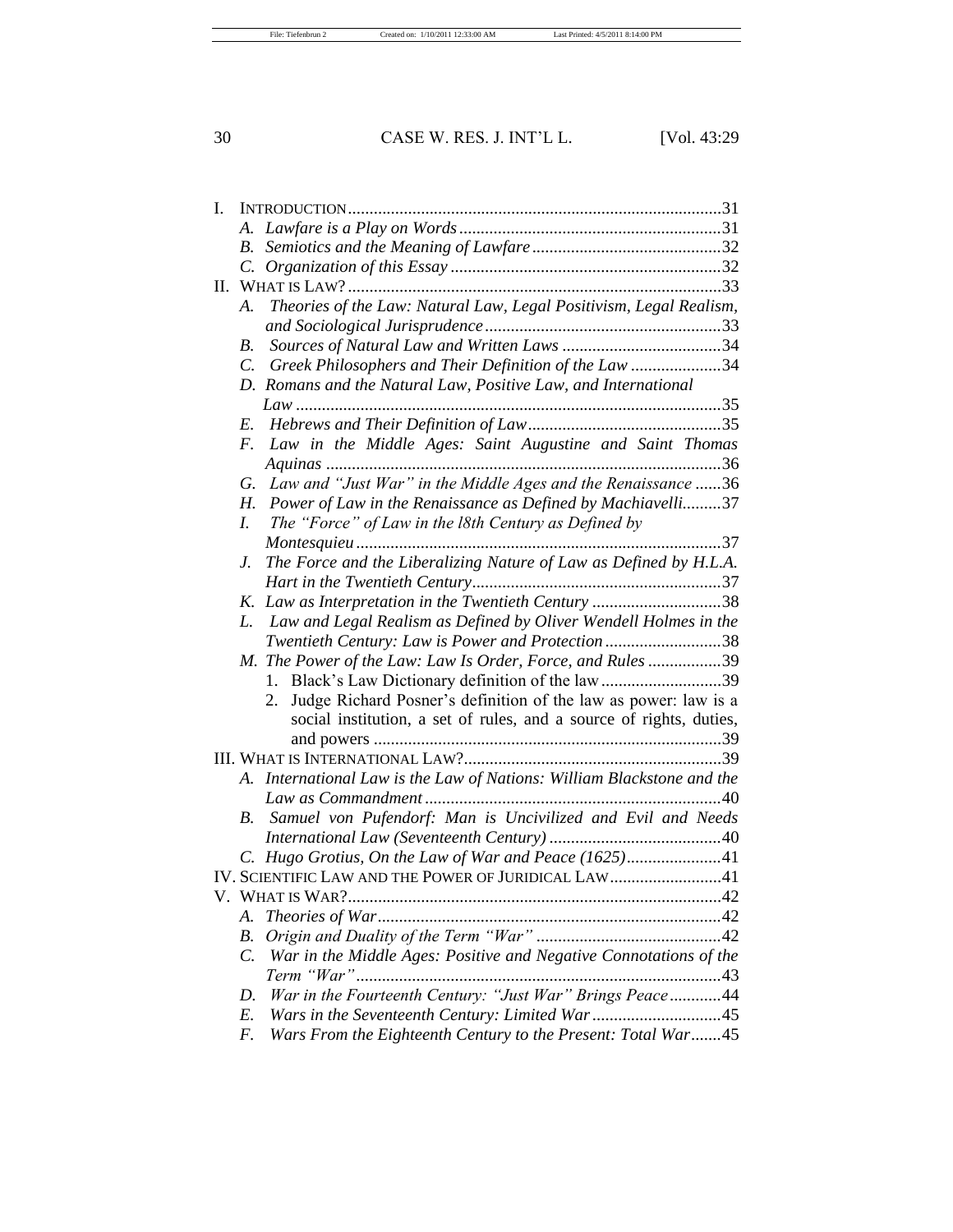I. INTRODUCTION ........ 31
   - A. *Lawfare is a Play on Words* ........ 31
   - B. *Semiotics and the Meaning of Lawfare* ........ 32
   - C. *Organization of this Essay* ........ 32

II. WHAT IS LAW? ........ 33
   - A. *Theories of the Law: Natural Law, Legal Positivism, Legal Realism, and Sociological Jurisprudence* ........ 33
   - B. *Sources of Natural Law and Written Laws* ........ 34
   - C. *Greek Philosophers and Their Definition of the Law* ........ 34
   - D. *Romans and the Natural Law, Positive Law, and International Law* ........ 35
   - E. *Hebrews and Their Definition of Law* ........ 35
   - F. *Law in the Middle Ages: Saint Augustine and Saint Thomas Aquinas* ........ 36
   - G. *Law and "Just War" in the Middle Ages and the Renaissance* ........ 36
   - H. *Power of Law in the Renaissance as Defined by Machiavelli* ........ 37
   - I. *The "Force" of Law in the l8th Century as Defined by Montesquieu* ........ 37
   - J. *The Force and the Liberalizing Nature of Law as Defined by H.L.A. Hart in the Twentieth Century* ........ 37
   - K. *Law as Interpretation in the Twentieth Century* ........ 38
   - L. *Law and Legal Realism as Defined by Oliver Wendell Holmes in the Twentieth Century: Law is Power and Protection* ........ 38
   - M. *The Power of the Law: Law Is Order, Force, and Rules* ........ 39
     1. Black's Law Dictionary definition of the law ........ 39
     2. Judge Richard Posner's definition of the law as power: law is a social institution, a set of rules, and a source of rights, duties, and powers ........ 39

III. WHAT IS INTERNATIONAL LAW? ........ 39
   - A. *International Law is the Law of Nations: William Blackstone and the Law as Commandment* ........ 40
   - B. *Samuel von Pufendorf: Man is Uncivilized and Evil and Needs International Law (Seventeenth Century)* ........ 40
   - C. *Hugo Grotius, On the Law of War and Peace (1625)* ........ 41

IV. SCIENTIFIC LAW AND THE POWER OF JURIDICAL LAW ........ 41

V. WHAT IS WAR? ........ 42
   - A. *Theories of War* ........ 42
   - B. *Origin and Duality of the Term "War"* ........ 42
   - C. *War in the Middle Ages: Positive and Negative Connotations of the Term "War"* ........ 43
   - D. *War in the Fourteenth Century: "Just War" Brings Peace* ........ 44
   - E. *Wars in the Seventeenth Century: Limited War* ........ 45
   - F. *Wars From the Eighteenth Century to the Present: Total War* ........ 45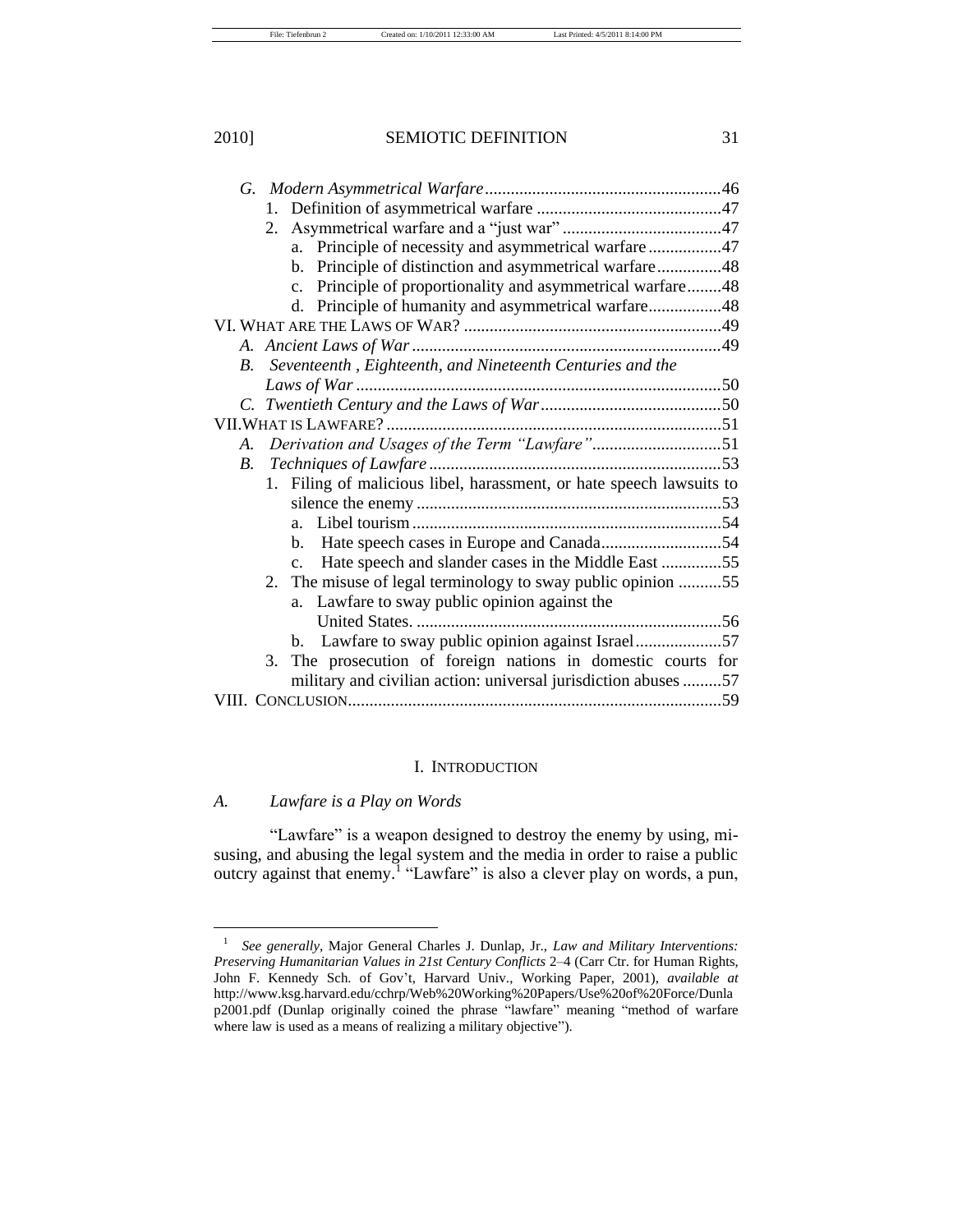G. *Modern Asymmetrical Warfare* ......................................................46
   1. Definition of asymmetrical warfare ...........................................47
   2. Asymmetrical warfare and a "just war" .....................................47
      a. Principle of necessity and asymmetrical warfare .................47
      b. Principle of distinction and asymmetrical warfare ...............48
      c. Principle of proportionality and asymmetrical warfare ........48
      d. Principle of humanity and asymmetrical warfare .................48

VI. WHAT ARE THE LAWS OF WAR? ............................................................49
   A. *Ancient Laws of War* ........................................................................49
   B. *Seventeenth , Eighteenth, and Nineteenth Centuries and the Laws of War* .....................................................................................50
   C. *Twentieth Century and the Laws of War* ..........................................50

VII. WHAT IS LAWFARE? ..............................................................................51
   A. *Derivation and Usages of the Term "Lawfare"* ..............................51
   B. *Techniques of Lawfare* ....................................................................53
      1. Filing of malicious libel, harassment, or hate speech lawsuits to silence the enemy .......................................................................53
         a. Libel tourism ........................................................................54
         b. Hate speech cases in Europe and Canada ............................54
         c. Hate speech and slander cases in the Middle East ..............55
      2. The misuse of legal terminology to sway public opinion ..........55
         a. Lawfare to sway public opinion against the United States. .......................................................................56
         b. Lawfare to sway public opinion against Israel ....................57
      3. The prosecution of foreign nations in domestic courts for military and civilian action: universal jurisdiction abuses .........57

VIII. CONCLUSION.......................................................................................59

# I. INTRODUCTION

## A. Lawfare is a Play on Words

"Lawfare" is a weapon designed to destroy the enemy by using, misusing, and abusing the legal system and the media in order to raise a public outcry against that enemy.[1] "Lawfare" is also a clever play on words, a pun,

---

[1] *See generally*, Major General Charles J. Dunlap, Jr., *Law and Military Interventions: Preserving Humanitarian Values in 21st Century Conflicts* 2–4 (Carr Ctr. for Human Rights, John F. Kennedy Sch. of Gov't, Harvard Univ., Working Paper, 2001), *available at* http://www.ksg.harvard.edu/cchrp/Web%20Working%20Papers/Use%20of%20Force/Dunlap2001.pdf (Dunlap originally coined the phrase "lawfare" meaning "method of warfare where law is used as a means of realizing a military objective").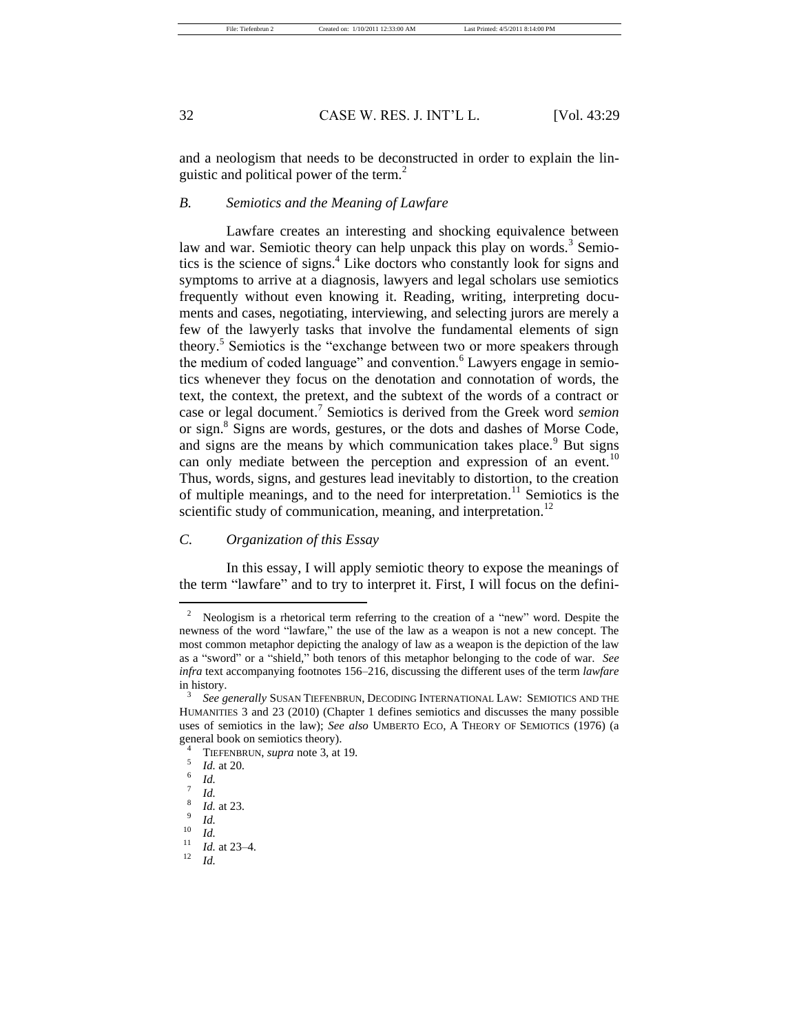and a neologism that needs to be deconstructed in order to explain the linguistic and political power of the term.[2]

### *B. Semiotics and the Meaning of Lawfare*

Lawfare creates an interesting and shocking equivalence between law and war. Semiotic theory can help unpack this play on words.[3] Semiotics is the science of signs.[4] Like doctors who constantly look for signs and symptoms to arrive at a diagnosis, lawyers and legal scholars use semiotics frequently without even knowing it. Reading, writing, interpreting documents and cases, negotiating, interviewing, and selecting jurors are merely a few of the lawyerly tasks that involve the fundamental elements of sign theory.[5] Semiotics is the "exchange between two or more speakers through the medium of coded language" and convention.[6] Lawyers engage in semiotics whenever they focus on the denotation and connotation of words, the text, the context, the pretext, and the subtext of the words of a contract or case or legal document.[7] Semiotics is derived from the Greek word *semion* or sign.[8] Signs are words, gestures, or the dots and dashes of Morse Code, and signs are the means by which communication takes place.[9] But signs can only mediate between the perception and expression of an event.[10] Thus, words, signs, and gestures lead inevitably to distortion, to the creation of multiple meanings, and to the need for interpretation.[11] Semiotics is the scientific study of communication, meaning, and interpretation.[12]

### *C. Organization of this Essay*

In this essay, I will apply semiotic theory to expose the meanings of the term "lawfare" and to try to interpret it. First, I will focus on the defini-

---

[2] Neologism is a rhetorical term referring to the creation of a "new" word. Despite the newness of the word "lawfare," the use of the law as a weapon is not a new concept. The most common metaphor depicting the analogy of law as a weapon is the depiction of the law as a "sword" or a "shield," both tenors of this metaphor belonging to the code of war. *See infra* text accompanying footnotes 156–216, discussing the different uses of the term *lawfare* in history.

[3] *See generally* SUSAN TIEFENBRUN, DECODING INTERNATIONAL LAW: SEMIOTICS AND THE HUMANITIES 3 and 23 (2010) (Chapter 1 defines semiotics and discusses the many possible uses of semiotics in the law); *See also* UMBERTO ECO, A THEORY OF SEMIOTICS (1976) (a general book on semiotics theory).

[4] TIEFENBRUN, *supra* note 3, at 19.

[5] *Id.* at 20.

[6] *Id.*

[7] *Id.*

[8] *Id.* at 23.

[9] *Id.*

[10] *Id.*

[11] *Id.* at 23–4.

[12] *Id.*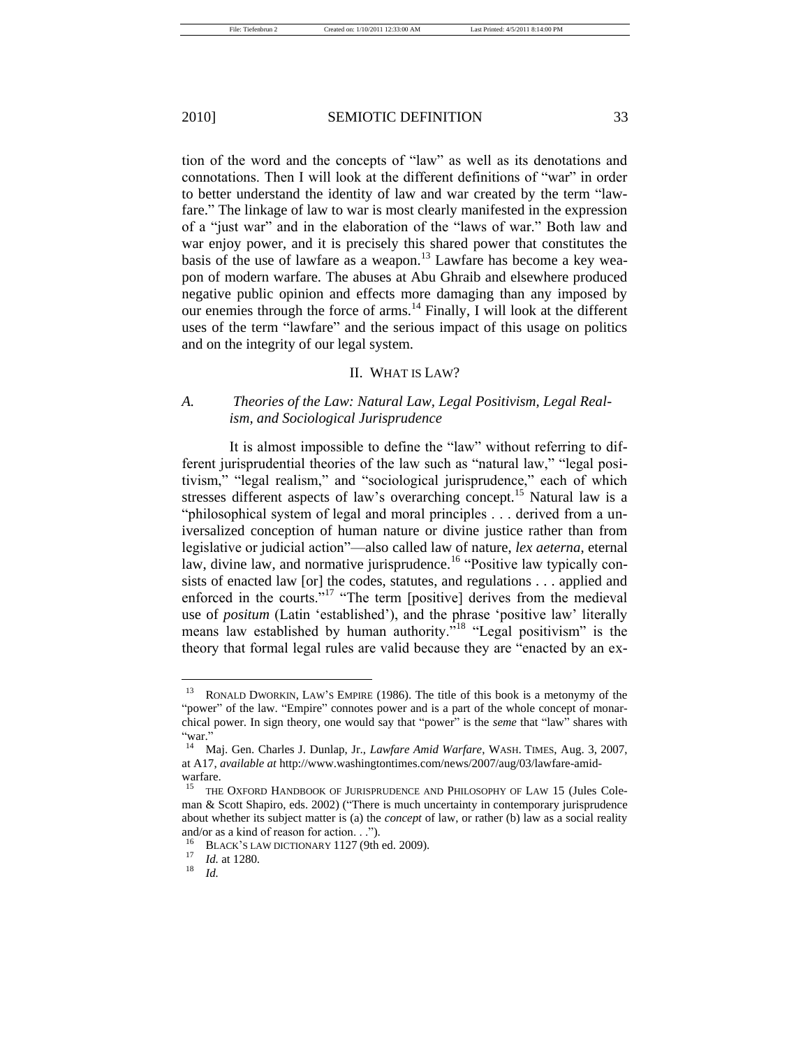tion of the word and the concepts of "law" as well as its denotations and connotations. Then I will look at the different definitions of "war" in order to better understand the identity of law and war created by the term "lawfare." The linkage of law to war is most clearly manifested in the expression of a "just war" and in the elaboration of the "laws of war." Both law and war enjoy power, and it is precisely this shared power that constitutes the basis of the use of lawfare as a weapon.[13] Lawfare has become a key weapon of modern warfare. The abuses at Abu Ghraib and elsewhere produced negative public opinion and effects more damaging than any imposed by our enemies through the force of arms.[14] Finally, I will look at the different uses of the term "lawfare" and the serious impact of this usage on politics and on the integrity of our legal system.

## II. WHAT IS LAW?

### A. *Theories of the Law: Natural Law, Legal Positivism, Legal Realism, and Sociological Jurisprudence*

It is almost impossible to define the "law" without referring to different jurisprudential theories of the law such as "natural law," "legal positivism," "legal realism," and "sociological jurisprudence," each of which stresses different aspects of law's overarching concept.[15] Natural law is a "philosophical system of legal and moral principles . . . derived from a universalized conception of human nature or divine justice rather than from legislative or judicial action"—also called law of nature, *lex aeterna*, eternal law, divine law, and normative jurisprudence.[16] "Positive law typically consists of enacted law [or] the codes, statutes, and regulations . . . applied and enforced in the courts."[17] "The term [positive] derives from the medieval use of *positum* (Latin 'established'), and the phrase 'positive law' literally means law established by human authority."[18] "Legal positivism" is the theory that formal legal rules are valid because they are "enacted by an ex-

---

[13] RONALD DWORKIN, LAW'S EMPIRE (1986). The title of this book is a metonymy of the "power" of the law. "Empire" connotes power and is a part of the whole concept of monarchical power. In sign theory, one would say that "power" is the *seme* that "law" shares with "war."

[14] Maj. Gen. Charles J. Dunlap, Jr., *Lawfare Amid Warfare*, WASH. TIMES, Aug. 3, 2007, at A17, *available at* http://www.washingtontimes.com/news/2007/aug/03/lawfare-amid-warfare.

[15] THE OXFORD HANDBOOK OF JURISPRUDENCE AND PHILOSOPHY OF LAW 15 (Jules Coleman & Scott Shapiro, eds. 2002) ("There is much uncertainty in contemporary jurisprudence about whether its subject matter is (a) the *concept* of law, or rather (b) law as a social reality and/or as a kind of reason for action. . .").

[16] BLACK'S LAW DICTIONARY 1127 (9th ed. 2009).

[17] *Id.* at 1280.

[18] *Id.*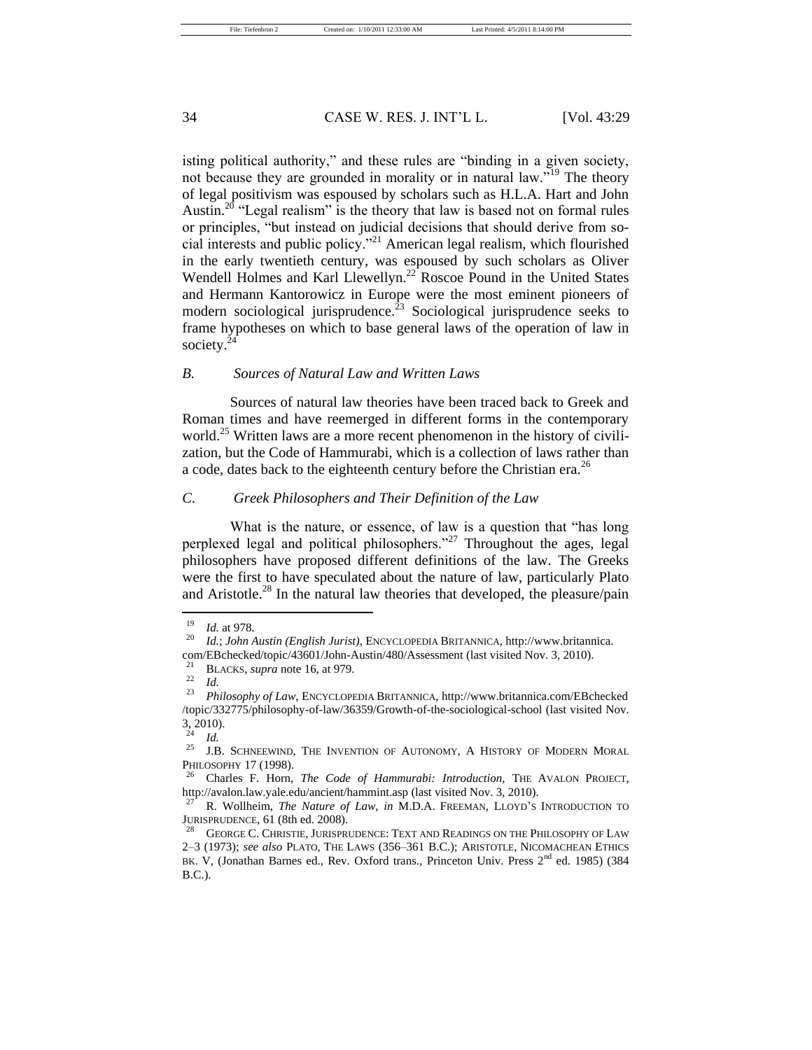isting political authority," and these rules are "binding in a given society, not because they are grounded in morality or in natural law."[19] The theory of legal positivism was espoused by scholars such as H.L.A. Hart and John Austin.[20] "Legal realism" is the theory that law is based not on formal rules or principles, "but instead on judicial decisions that should derive from social interests and public policy."[21] American legal realism, which flourished in the early twentieth century, was espoused by such scholars as Oliver Wendell Holmes and Karl Llewellyn.[22] Roscoe Pound in the United States and Hermann Kantorowicz in Europe were the most eminent pioneers of modern sociological jurisprudence.[23] Sociological jurisprudence seeks to frame hypotheses on which to base general laws of the operation of law in society.[24]

### *B. Sources of Natural Law and Written Laws*

Sources of natural law theories have been traced back to Greek and Roman times and have reemerged in different forms in the contemporary world.[25] Written laws are a more recent phenomenon in the history of civilization, but the Code of Hammurabi, which is a collection of laws rather than a code, dates back to the eighteenth century before the Christian era.[26]

### *C. Greek Philosophers and Their Definition of the Law*

What is the nature, or essence, of law is a question that "has long perplexed legal and political philosophers."[27] Throughout the ages, legal philosophers have proposed different definitions of the law. The Greeks were the first to have speculated about the nature of law, particularly Plato and Aristotle.[28] In the natural law theories that developed, the pleasure/pain

---

[19] *Id.* at 978.

[20] *Id.*; *John Austin (English Jurist)*, ENCYCLOPEDIA BRITANNICA, http://www.britannica.com/EBchecked/topic/43601/John-Austin/480/Assessment (last visited Nov. 3, 2010).

[21] BLACKS, *supra* note 16, at 979.

[22] *Id.*

[23] *Philosophy of Law*, ENCYCLOPEDIA BRITANNICA, http://www.britannica.com/EBchecked/topic/332775/philosophy-of-law/36359/Growth-of-the-sociological-school (last visited Nov. 3, 2010).

[24] *Id.*

[25] J.B. SCHNEEWIND, THE INVENTION OF AUTONOMY, A HISTORY OF MODERN MORAL PHILOSOPHY 17 (1998).

[26] Charles F. Horn, *The Code of Hammurabi: Introduction*, THE AVALON PROJECT, http://avalon.law.yale.edu/ancient/hammint.asp (last visited Nov. 3, 2010).

[27] R. Wollheim, *The Nature of Law*, *in* M.D.A. FREEMAN, LLOYD'S INTRODUCTION TO JURISPRUDENCE, 61 (8th ed. 2008).

[28] GEORGE C. CHRISTIE, JURISPRUDENCE: TEXT AND READINGS ON THE PHILOSOPHY OF LAW 2–3 (1973); *see also* PLATO, THE LAWS (356–361 B.C.); ARISTOTLE, NICOMACHEAN ETHICS BK. V, (Jonathan Barnes ed., Rev. Oxford trans., Princeton Univ. Press 2nd ed. 1985) (384 B.C.).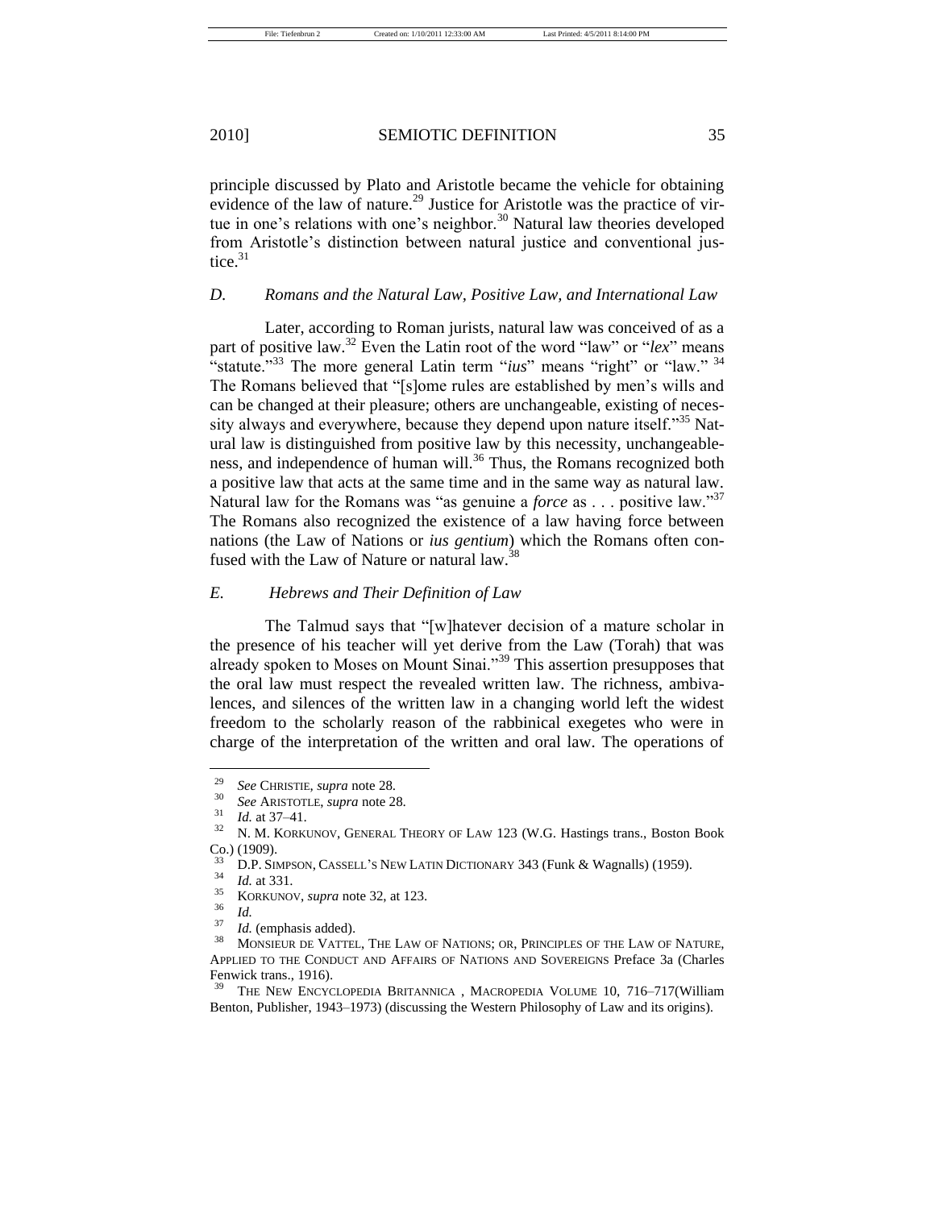principle discussed by Plato and Aristotle became the vehicle for obtaining evidence of the law of nature.[29] Justice for Aristotle was the practice of virtue in one's relations with one's neighbor.[30] Natural law theories developed from Aristotle's distinction between natural justice and conventional justice.[31]

### *D. Romans and the Natural Law, Positive Law, and International Law*

Later, according to Roman jurists, natural law was conceived of as a part of positive law.[32] Even the Latin root of the word "law" or "*lex*" means "statute."[33] The more general Latin term "*ius*" means "right" or "law." [34] The Romans believed that "[s]ome rules are established by men's wills and can be changed at their pleasure; others are unchangeable, existing of necessity always and everywhere, because they depend upon nature itself."[35] Natural law is distinguished from positive law by this necessity, unchangeableness, and independence of human will.[36] Thus, the Romans recognized both a positive law that acts at the same time and in the same way as natural law. Natural law for the Romans was "as genuine a *force* as . . . positive law."[37] The Romans also recognized the existence of a law having force between nations (the Law of Nations or *ius gentium*) which the Romans often confused with the Law of Nature or natural law.[38]

### *E. Hebrews and Their Definition of Law*

The Talmud says that "[w]hatever decision of a mature scholar in the presence of his teacher will yet derive from the Law (Torah) that was already spoken to Moses on Mount Sinai."[39] This assertion presupposes that the oral law must respect the revealed written law. The richness, ambivalences, and silences of the written law in a changing world left the widest freedom to the scholarly reason of the rabbinical exegetes who were in charge of the interpretation of the written and oral law. The operations of

---

[29] *See* CHRISTIE, *supra* note 28.

[30] *See* ARISTOTLE, *supra* note 28.

[31] *Id.* at 37–41.

[32] N. M. KORKUNOV, GENERAL THEORY OF LAW 123 (W.G. Hastings trans., Boston Book Co.) (1909).

[33] D.P. SIMPSON, CASSELL'S NEW LATIN DICTIONARY 343 (Funk & Wagnalls) (1959).

[34] *Id.* at 331.

[35] KORKUNOV, *supra* note 32, at 123.

[36] *Id.*

[37] *Id.* (emphasis added).

[38] MONSIEUR DE VATTEL, THE LAW OF NATIONS; OR, PRINCIPLES OF THE LAW OF NATURE, APPLIED TO THE CONDUCT AND AFFAIRS OF NATIONS AND SOVEREIGNS Preface 3a (Charles Fenwick trans., 1916).

[39] THE NEW ENCYCLOPEDIA BRITANNICA , MACROPEDIA VOLUME 10, 716–717(William Benton, Publisher, 1943–1973) (discussing the Western Philosophy of Law and its origins).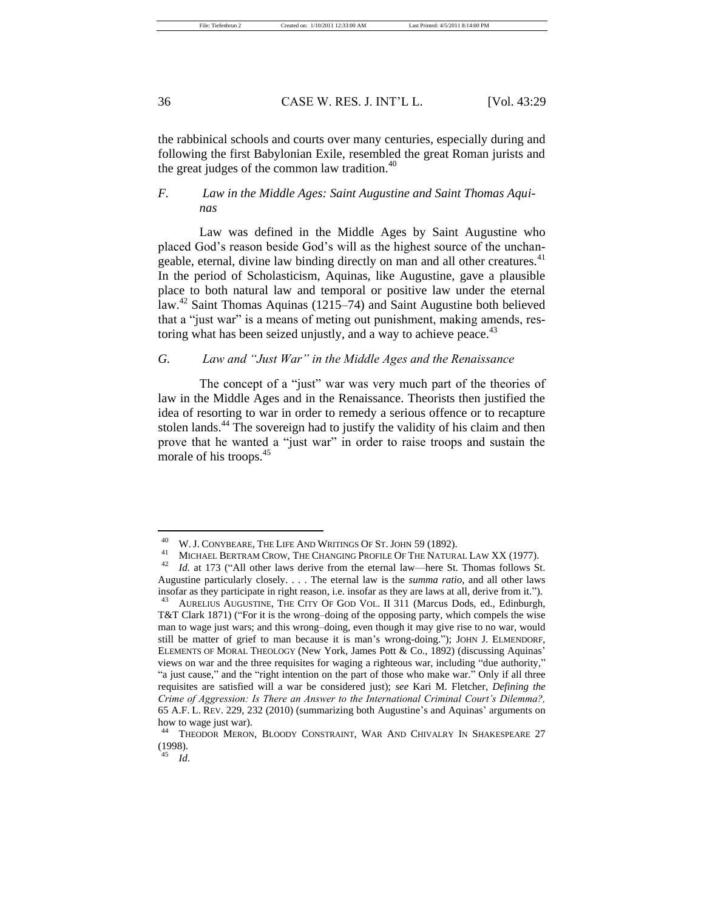the rabbinical schools and courts over many centuries, especially during and following the first Babylonian Exile, resembled the great Roman jurists and the great judges of the common law tradition.[40]

### *F. Law in the Middle Ages: Saint Augustine and Saint Thomas Aquinas*

Law was defined in the Middle Ages by Saint Augustine who placed God's reason beside God's will as the highest source of the unchangeable, eternal, divine law binding directly on man and all other creatures.[41] In the period of Scholasticism, Aquinas, like Augustine, gave a plausible place to both natural law and temporal or positive law under the eternal law.[42] Saint Thomas Aquinas (1215–74) and Saint Augustine both believed that a "just war" is a means of meting out punishment, making amends, restoring what has been seized unjustly, and a way to achieve peace.[43]

### *G. Law and "Just War" in the Middle Ages and the Renaissance*

The concept of a "just" war was very much part of the theories of law in the Middle Ages and in the Renaissance. Theorists then justified the idea of resorting to war in order to remedy a serious offence or to recapture stolen lands.[44] The sovereign had to justify the validity of his claim and then prove that he wanted a "just war" in order to raise troops and sustain the morale of his troops.[45]

---

[40] W. J. CONYBEARE, THE LIFE AND WRITINGS OF ST. JOHN 59 (1892).

[41] MICHAEL BERTRAM CROW, THE CHANGING PROFILE OF THE NATURAL LAW XX (1977).

[42] *Id.* at 173 ("All other laws derive from the eternal law—here St. Thomas follows St. Augustine particularly closely. . . . The eternal law is the *summa ratio*, and all other laws insofar as they participate in right reason, i.e. insofar as they are laws at all, derive from it.").

[43] AURELIUS AUGUSTINE, THE CITY OF GOD VOL. II 311 (Marcus Dods, ed., Edinburgh, T&T Clark 1871) ("For it is the wrong–doing of the opposing party, which compels the wise man to wage just wars; and this wrong–doing, even though it may give rise to no war, would still be matter of grief to man because it is man's wrong-doing."); JOHN J. ELMENDORF, ELEMENTS OF MORAL THEOLOGY (New York, James Pott & Co., 1892) (discussing Aquinas' views on war and the three requisites for waging a righteous war, including "due authority," "a just cause," and the "right intention on the part of those who make war." Only if all three requisites are satisfied will a war be considered just); *see* Kari M. Fletcher, *Defining the Crime of Aggression: Is There an Answer to the International Criminal Court's Dilemma?,* 65 A.F. L. REV. 229, 232 (2010) (summarizing both Augustine's and Aquinas' arguments on how to wage just war).

[44] THEODOR MERON, BLOODY CONSTRAINT, WAR AND CHIVALRY IN SHAKESPEARE 27 (1998).

[45] *Id.*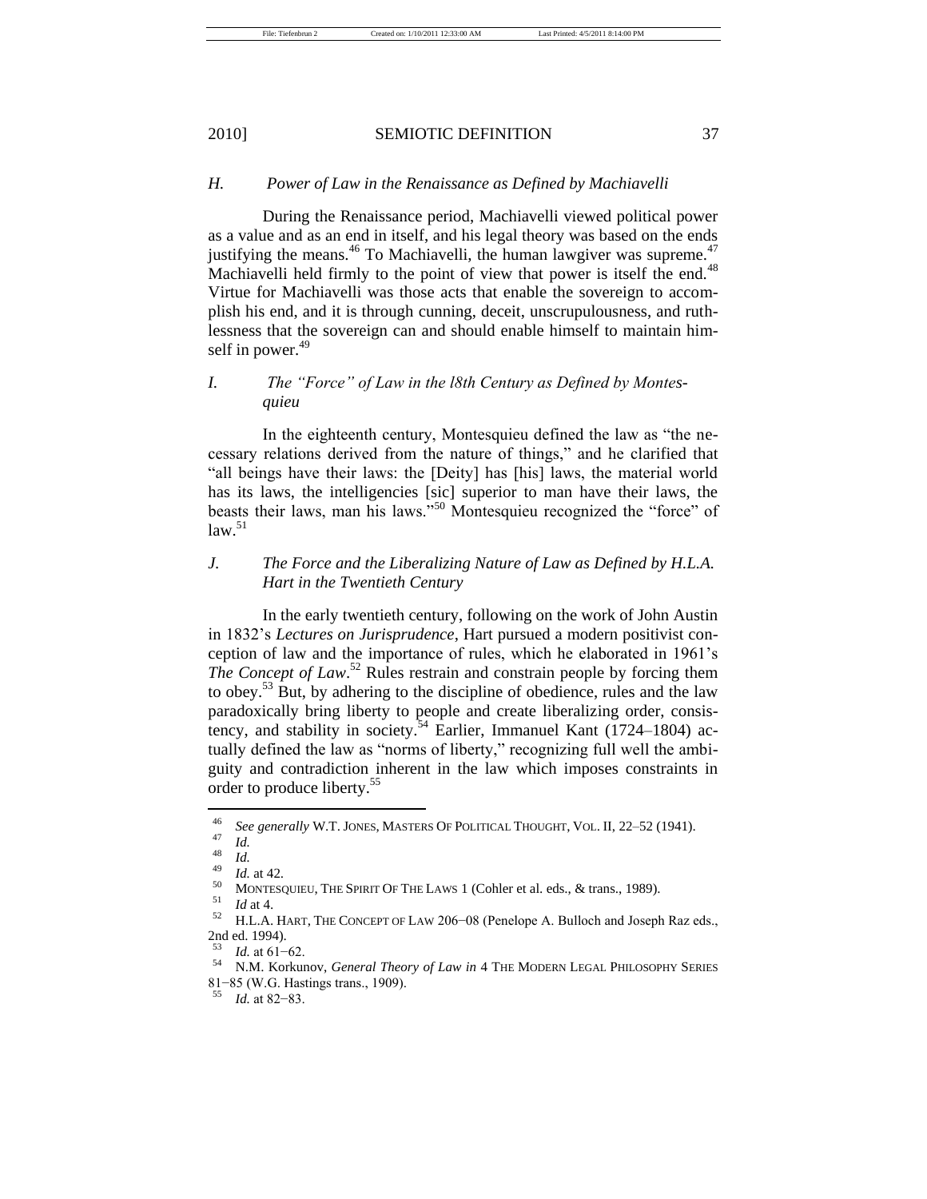### H. Power of Law in the Renaissance as Defined by Machiavelli

During the Renaissance period, Machiavelli viewed political power as a value and as an end in itself, and his legal theory was based on the ends justifying the means.[46] To Machiavelli, the human lawgiver was supreme.[47] Machiavelli held firmly to the point of view that power is itself the end.[48] Virtue for Machiavelli was those acts that enable the sovereign to accomplish his end, and it is through cunning, deceit, unscrupulousness, and ruthlessness that the sovereign can and should enable himself to maintain himself in power.[49]

### I. The "Force" of Law in the l8th Century as Defined by Montesquieu

In the eighteenth century, Montesquieu defined the law as "the necessary relations derived from the nature of things," and he clarified that "all beings have their laws: the [Deity] has [his] laws, the material world has its laws, the intelligencies [sic] superior to man have their laws, the beasts their laws, man his laws."[50] Montesquieu recognized the "force" of law.[51]

### J. The Force and the Liberalizing Nature of Law as Defined by H.L.A. Hart in the Twentieth Century

In the early twentieth century, following on the work of John Austin in 1832's *Lectures on Jurisprudence*, Hart pursued a modern positivist conception of law and the importance of rules, which he elaborated in 1961's *The Concept of Law*.[52] Rules restrain and constrain people by forcing them to obey.[53] But, by adhering to the discipline of obedience, rules and the law paradoxically bring liberty to people and create liberalizing order, consistency, and stability in society.[54] Earlier, Immanuel Kant (1724–1804) actually defined the law as "norms of liberty," recognizing full well the ambiguity and contradiction inherent in the law which imposes constraints in order to produce liberty.[55]

---

[46] *See generally* W.T. JONES, MASTERS OF POLITICAL THOUGHT, VOL. II, 22–52 (1941).

[47] *Id.*

[48] *Id.*

[49] *Id.* at 42.

[50] MONTESQUIEU, THE SPIRIT OF THE LAWS 1 (Cohler et al. eds., & trans., 1989).

[51] *Id* at 4.

[52] H.L.A. HART, THE CONCEPT OF LAW 206−08 (Penelope A. Bulloch and Joseph Raz eds., 2nd ed. 1994).

[53] *Id.* at 61−62.

[54] N.M. Korkunov, *General Theory of Law in* 4 THE MODERN LEGAL PHILOSOPHY SERIES 81−85 (W.G. Hastings trans., 1909).

[55] *Id.* at 82−83.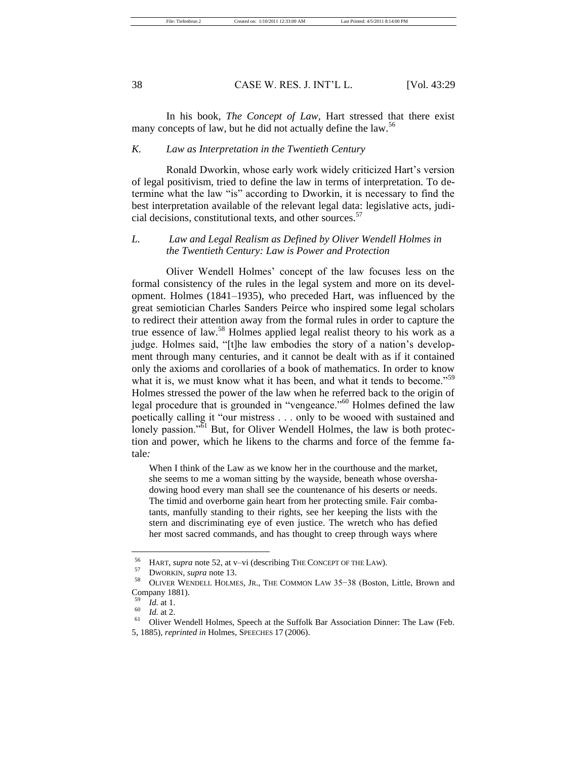In his book, *The Concept of Law*, Hart stressed that there exist many concepts of law, but he did not actually define the law.[56]

### *K. Law as Interpretation in the Twentieth Century*

Ronald Dworkin, whose early work widely criticized Hart's version of legal positivism, tried to define the law in terms of interpretation. To determine what the law "is" according to Dworkin, it is necessary to find the best interpretation available of the relevant legal data: legislative acts, judicial decisions, constitutional texts, and other sources.[57]

### *L. Law and Legal Realism as Defined by Oliver Wendell Holmes in the Twentieth Century: Law is Power and Protection*

Oliver Wendell Holmes' concept of the law focuses less on the formal consistency of the rules in the legal system and more on its development. Holmes (1841–1935), who preceded Hart, was influenced by the great semiotician Charles Sanders Peirce who inspired some legal scholars to redirect their attention away from the formal rules in order to capture the true essence of law.[58] Holmes applied legal realist theory to his work as a judge. Holmes said, "[t]he law embodies the story of a nation's development through many centuries, and it cannot be dealt with as if it contained only the axioms and corollaries of a book of mathematics. In order to know what it is, we must know what it has been, and what it tends to become."[59] Holmes stressed the power of the law when he referred back to the origin of legal procedure that is grounded in "vengeance."[60] Holmes defined the law poetically calling it "our mistress . . . only to be wooed with sustained and lonely passion."[61] But, for Oliver Wendell Holmes, the law is both protection and power, which he likens to the charms and force of the femme fatale*:*

> When I think of the Law as we know her in the courthouse and the market, she seems to me a woman sitting by the wayside, beneath whose overshadowing hood every man shall see the countenance of his deserts or needs. The timid and overborne gain heart from her protecting smile. Fair combatants, manfully standing to their rights, see her keeping the lists with the stern and discriminating eye of even justice. The wretch who has defied her most sacred commands, and has thought to creep through ways where

---

[56] HART, *supra* note 52, at v–vi (describing THE CONCEPT OF THE LAW).

[57] DWORKIN, *supra* note 13.

[58] OLIVER WENDELL HOLMES, JR., THE COMMON LAW 35−38 (Boston, Little, Brown and Company 1881).

[59] *Id.* at 1.

[60] *Id.* at 2.

[61] Oliver Wendell Holmes, Speech at the Suffolk Bar Association Dinner: The Law (Feb. 5, 1885), *reprinted in* Holmes, SPEECHES 17 (2006).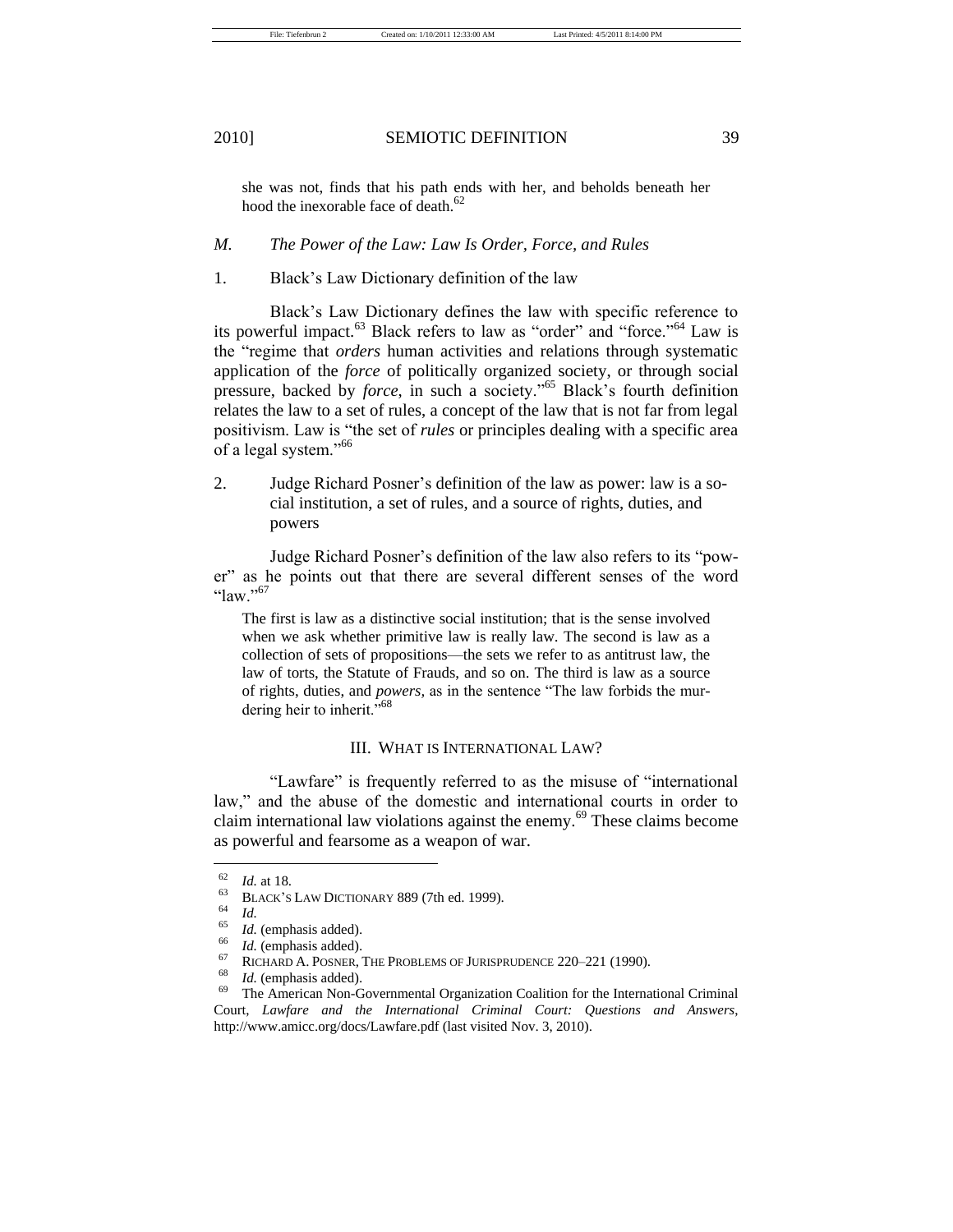> she was not, finds that his path ends with her, and beholds beneath her hood the inexorable face of death.[62]

### *M. The Power of the Law: Law Is Order, Force, and Rules*

#### 1. Black's Law Dictionary definition of the law

Black's Law Dictionary defines the law with specific reference to its powerful impact.[63] Black refers to law as "order" and "force."[64] Law is the "regime that *orders* human activities and relations through systematic application of the *force* of politically organized society, or through social pressure, backed by *force*, in such a society."[65] Black's fourth definition relates the law to a set of rules, a concept of the law that is not far from legal positivism. Law is "the set of *rules* or principles dealing with a specific area of a legal system."[66]

#### 2. Judge Richard Posner's definition of the law as power: law is a social institution, a set of rules, and a source of rights, duties, and powers

Judge Richard Posner's definition of the law also refers to its "power" as he points out that there are several different senses of the word "law."[67]

> The first is law as a distinctive social institution; that is the sense involved when we ask whether primitive law is really law. The second is law as a collection of sets of propositions—the sets we refer to as antitrust law, the law of torts, the Statute of Frauds, and so on. The third is law as a source of rights, duties, and *powers*, as in the sentence "The law forbids the murdering heir to inherit."[68]

## III. WHAT IS INTERNATIONAL LAW?

"Lawfare" is frequently referred to as the misuse of "international law," and the abuse of the domestic and international courts in order to claim international law violations against the enemy.[69] These claims become as powerful and fearsome as a weapon of war.

---

[62] *Id.* at 18.

[63] BLACK'S LAW DICTIONARY 889 (7th ed. 1999).

[64] *Id.*

[65] *Id.* (emphasis added).

[66] *Id.* (emphasis added).

[67] RICHARD A. POSNER, THE PROBLEMS OF JURISPRUDENCE 220–221 (1990).

[68] *Id.* (emphasis added).

[69] The American Non-Governmental Organization Coalition for the International Criminal Court, *Lawfare and the International Criminal Court: Questions and Answers*, http://www.amicc.org/docs/Lawfare.pdf (last visited Nov. 3, 2010).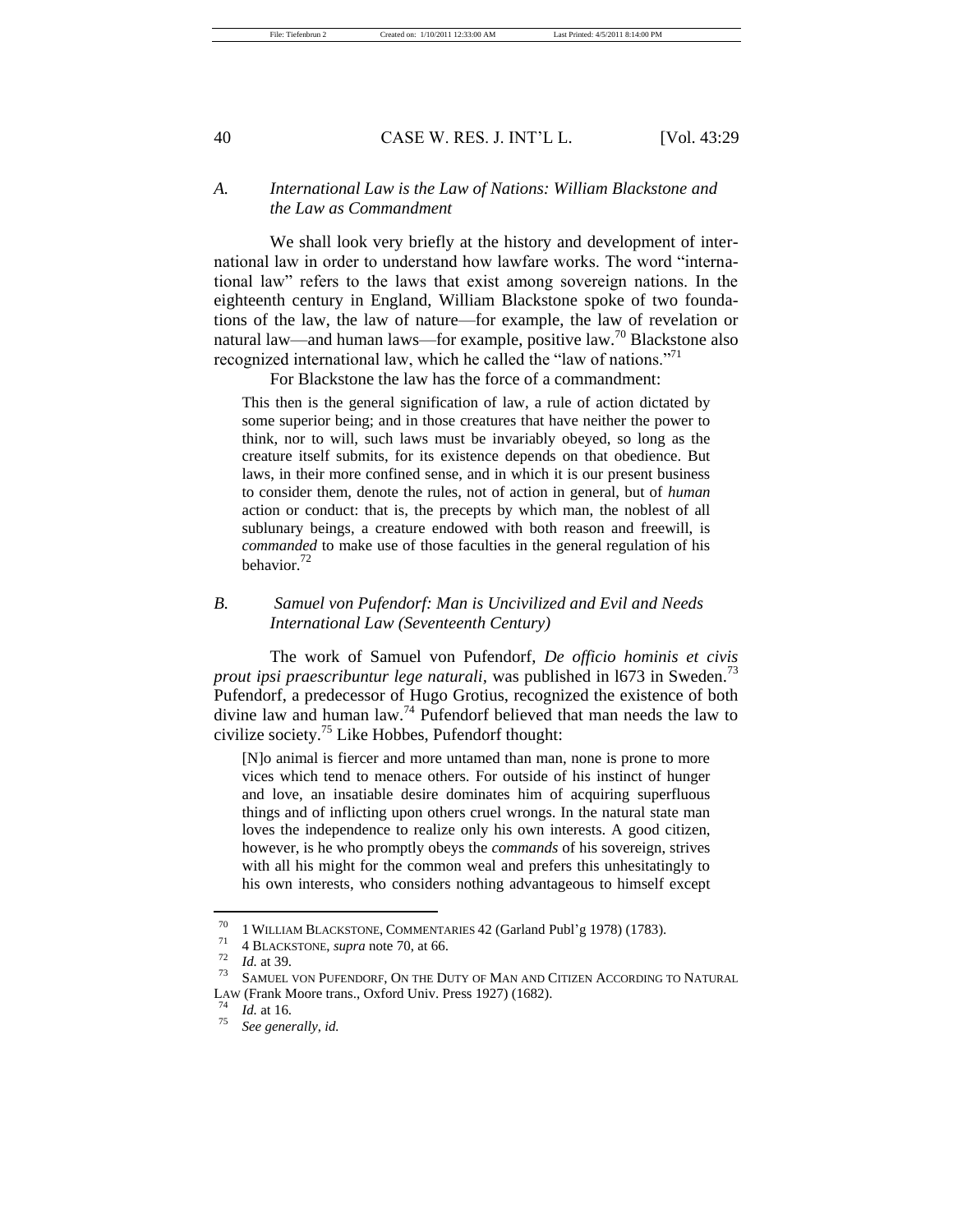## A. International Law is the Law of Nations: William Blackstone and the Law as Commandment

We shall look very briefly at the history and development of international law in order to understand how lawfare works. The word "international law" refers to the laws that exist among sovereign nations. In the eighteenth century in England, William Blackstone spoke of two foundations of the law, the law of nature—for example, the law of revelation or natural law—and human laws—for example, positive law.[70] Blackstone also recognized international law, which he called the "law of nations."[71]

For Blackstone the law has the force of a commandment:

> This then is the general signification of law, a rule of action dictated by some superior being; and in those creatures that have neither the power to think, nor to will, such laws must be invariably obeyed, so long as the creature itself submits, for its existence depends on that obedience. But laws, in their more confined sense, and in which it is our present business to consider them, denote the rules, not of action in general, but of *human* action or conduct: that is, the precepts by which man, the noblest of all sublunary beings, a creature endowed with both reason and freewill, is *commanded* to make use of those faculties in the general regulation of his behavior.[72]

## B. Samuel von Pufendorf: Man is Uncivilized and Evil and Needs International Law (Seventeenth Century)

The work of Samuel von Pufendorf, *De officio hominis et civis prout ipsi praescribuntur lege naturali*, was published in l673 in Sweden.[73] Pufendorf, a predecessor of Hugo Grotius, recognized the existence of both divine law and human law.[74] Pufendorf believed that man needs the law to civilize society.[75] Like Hobbes, Pufendorf thought:

> [N]o animal is fiercer and more untamed than man, none is prone to more vices which tend to menace others. For outside of his instinct of hunger and love, an insatiable desire dominates him of acquiring superfluous things and of inflicting upon others cruel wrongs. In the natural state man loves the independence to realize only his own interests. A good citizen, however, is he who promptly obeys the *commands* of his sovereign, strives with all his might for the common weal and prefers this unhesitatingly to his own interests, who considers nothing advantageous to himself except

---

70 1 WILLIAM BLACKSTONE, COMMENTARIES 42 (Garland Publ'g 1978) (1783).

71 4 BLACKSTONE, *supra* note 70, at 66.

72 *Id.* at 39.

73 SAMUEL VON PUFENDORF, ON THE DUTY OF MAN AND CITIZEN ACCORDING TO NATURAL LAW (Frank Moore trans., Oxford Univ. Press 1927) (1682).

74 *Id.* at 16.

75 *See generally*, *id.*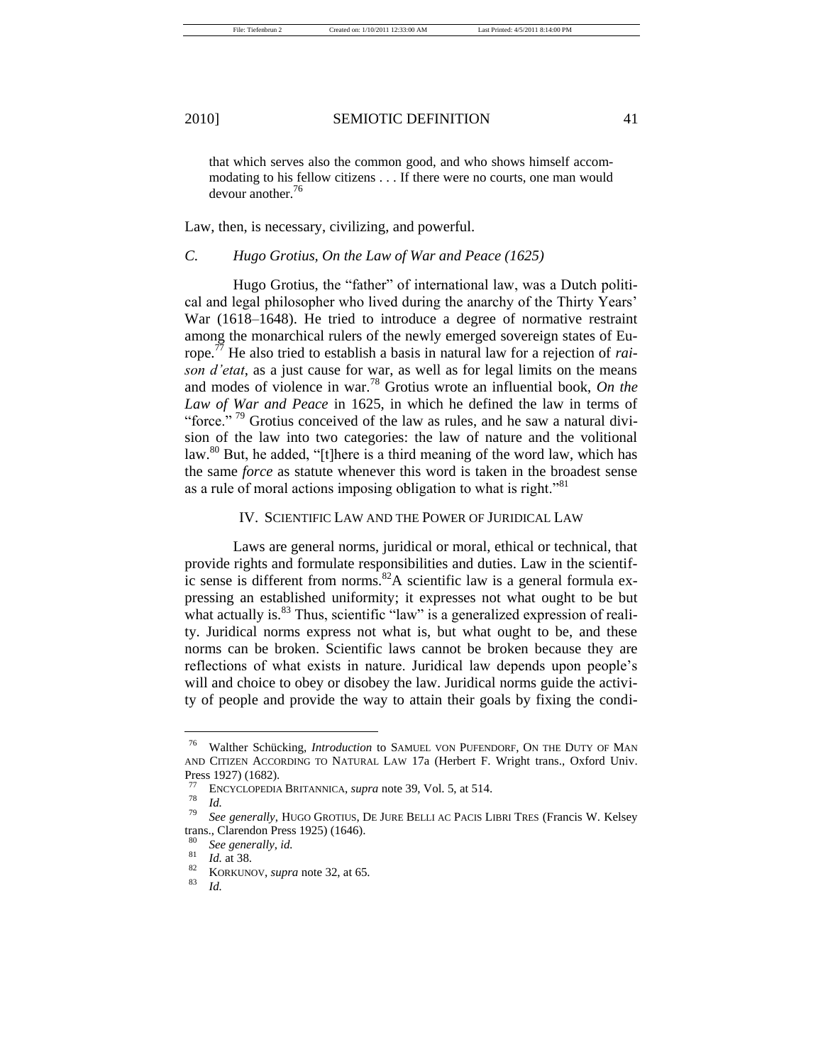> that which serves also the common good, and who shows himself accommodating to his fellow citizens . . . If there were no courts, one man would devour another.[76]

Law, then, is necessary, civilizing, and powerful.

### *C. Hugo Grotius, On the Law of War and Peace (1625)*

Hugo Grotius, the "father" of international law, was a Dutch political and legal philosopher who lived during the anarchy of the Thirty Years' War (1618–1648). He tried to introduce a degree of normative restraint among the monarchical rulers of the newly emerged sovereign states of Europe.[77] He also tried to establish a basis in natural law for a rejection of *raison d'etat*, as a just cause for war, as well as for legal limits on the means and modes of violence in war.[78] Grotius wrote an influential book, *On the Law of War and Peace* in 1625, in which he defined the law in terms of "force."[79] Grotius conceived of the law as rules, and he saw a natural division of the law into two categories: the law of nature and the volitional law.[80] But, he added, "[t]here is a third meaning of the word law, which has the same *force* as statute whenever this word is taken in the broadest sense as a rule of moral actions imposing obligation to what is right."[81]

## IV. SCIENTIFIC LAW AND THE POWER OF JURIDICAL LAW

Laws are general norms, juridical or moral, ethical or technical, that provide rights and formulate responsibilities and duties. Law in the scientific sense is different from norms.[82] A scientific law is a general formula expressing an established uniformity; it expresses not what ought to be but what actually is.[83] Thus, scientific "law" is a generalized expression of reality. Juridical norms express not what is, but what ought to be, and these norms can be broken. Scientific laws cannot be broken because they are reflections of what exists in nature. Juridical law depends upon people's will and choice to obey or disobey the law. Juridical norms guide the activity of people and provide the way to attain their goals by fixing the condi-

---

[76] Walther Schücking, *Introduction* to SAMUEL VON PUFENDORF, ON THE DUTY OF MAN AND CITIZEN ACCORDING TO NATURAL LAW 17a (Herbert F. Wright trans., Oxford Univ. Press 1927) (1682).

[77] ENCYCLOPEDIA BRITANNICA, *supra* note 39, Vol. 5, at 514.

[78] *Id.*

[79] *See generally*, HUGO GROTIUS, DE JURE BELLI AC PACIS LIBRI TRES (Francis W. Kelsey trans., Clarendon Press 1925) (1646).

[80] *See generally*, *id.*

[81] *Id.* at 38.

[82] KORKUNOV, *supra* note 32, at 65.

[83] *Id.*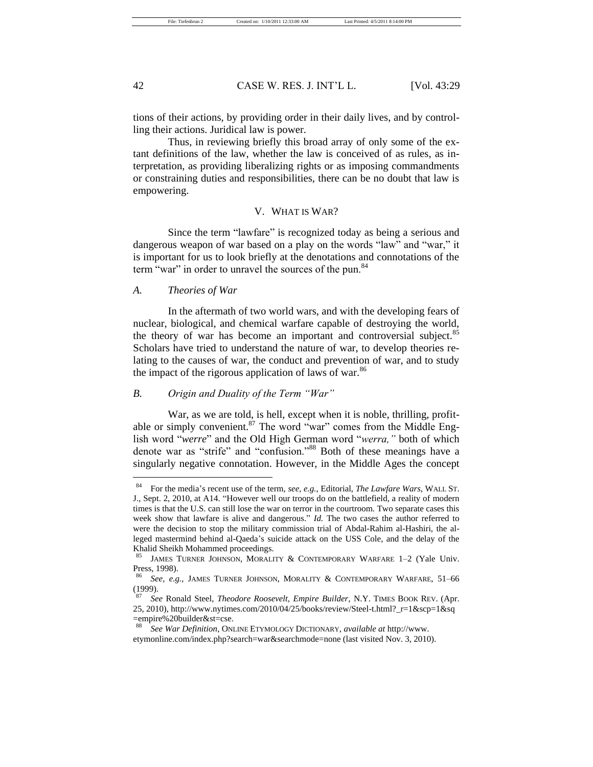tions of their actions, by providing order in their daily lives, and by controlling their actions. Juridical law is power.

Thus, in reviewing briefly this broad array of only some of the extant definitions of the law, whether the law is conceived of as rules, as interpretation, as providing liberalizing rights or as imposing commandments or constraining duties and responsibilities, there can be no doubt that law is empowering.

## V. WHAT IS WAR?

Since the term "lawfare" is recognized today as being a serious and dangerous weapon of war based on a play on the words "law" and "war," it is important for us to look briefly at the denotations and connotations of the term "war" in order to unravel the sources of the pun.[84]

### A. *Theories of War*

In the aftermath of two world wars, and with the developing fears of nuclear, biological, and chemical warfare capable of destroying the world, the theory of war has become an important and controversial subject.[85] Scholars have tried to understand the nature of war, to develop theories relating to the causes of war, the conduct and prevention of war, and to study the impact of the rigorous application of laws of war.[86]

### B. *Origin and Duality of the Term "War"*

War, as we are told, is hell, except when it is noble, thrilling, profitable or simply convenient.[87] The word "war" comes from the Middle English word "*werre*" and the Old High German word "*werra,*" both of which denote war as "strife" and "confusion."[88] Both of these meanings have a singularly negative connotation. However, in the Middle Ages the concept

---

[84] For the media's recent use of the term, *see, e.g.*, Editorial, *The Lawfare Wars*, WALL ST. J., Sept. 2, 2010, at A14. "However well our troops do on the battlefield, a reality of modern times is that the U.S. can still lose the war on terror in the courtroom. Two separate cases this week show that lawfare is alive and dangerous." *Id.* The two cases the author referred to were the decision to stop the military commission trial of Abdal-Rahim al-Hashiri, the alleged mastermind behind al-Qaeda's suicide attack on the USS Cole, and the delay of the Khalid Sheikh Mohammed proceedings.

[85] JAMES TURNER JOHNSON, MORALITY & CONTEMPORARY WARFARE 1–2 (Yale Univ. Press, 1998).

[86] *See, e.g.*, JAMES TURNER JOHNSON, MORALITY & CONTEMPORARY WARFARE, 51–66 (1999).

[87] *See* Ronald Steel, *Theodore Roosevelt, Empire Builder*, N.Y. TIMES BOOK REV. (Apr. 25, 2010), http://www.nytimes.com/2010/04/25/books/review/Steel-t.html?_r=1&scp=1&sq=empire%20builder&st=cse.

[88] *See War Definition*, ONLINE ETYMOLOGY DICTIONARY, *available at* http://www.etymonline.com/index.php?search=war&searchmode=none (last visited Nov. 3, 2010).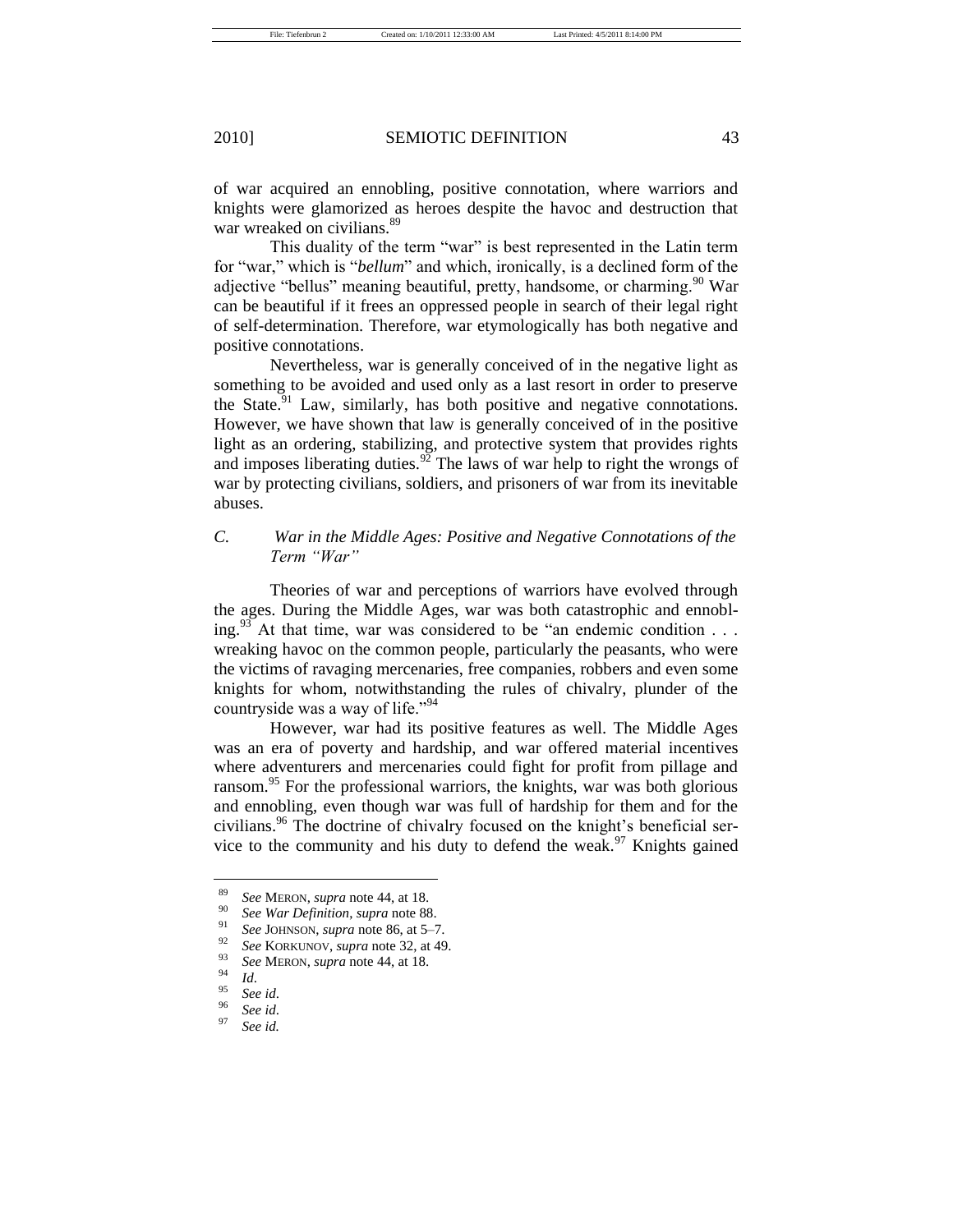of war acquired an ennobling, positive connotation, where warriors and knights were glamorized as heroes despite the havoc and destruction that war wreaked on civilians.[89]

This duality of the term "war" is best represented in the Latin term for "war," which is "*bellum*" and which, ironically, is a declined form of the adjective "bellus" meaning beautiful, pretty, handsome, or charming.[90] War can be beautiful if it frees an oppressed people in search of their legal right of self-determination. Therefore, war etymologically has both negative and positive connotations.

Nevertheless, war is generally conceived of in the negative light as something to be avoided and used only as a last resort in order to preserve the State.[91] Law, similarly, has both positive and negative connotations. However, we have shown that law is generally conceived of in the positive light as an ordering, stabilizing, and protective system that provides rights and imposes liberating duties.[92] The laws of war help to right the wrongs of war by protecting civilians, soldiers, and prisoners of war from its inevitable abuses.

### C. *War in the Middle Ages: Positive and Negative Connotations of the Term "War"*

Theories of war and perceptions of warriors have evolved through the ages. During the Middle Ages, war was both catastrophic and ennobling.[93] At that time, war was considered to be "an endemic condition . . . wreaking havoc on the common people, particularly the peasants, who were the victims of ravaging mercenaries, free companies, robbers and even some knights for whom, notwithstanding the rules of chivalry, plunder of the countryside was a way of life."[94]

However, war had its positive features as well. The Middle Ages was an era of poverty and hardship, and war offered material incentives where adventurers and mercenaries could fight for profit from pillage and ransom.[95] For the professional warriors, the knights, war was both glorious and ennobling, even though war was full of hardship for them and for the civilians.[96] The doctrine of chivalry focused on the knight's beneficial service to the community and his duty to defend the weak.[97] Knights gained

---

[89] *See* MERON, *supra* note 44, at 18.

[90] *See War Definition*, *supra* note 88.

[91] *See* JOHNSON, *supra* note 86, at 5–7.

[92] *See* KORKUNOV, *supra* note 32, at 49.

[93] *See* MERON, *supra* note 44, at 18.

[94] *Id*.

[95] *See id*.

[96] *See id*.

[97] *See id.*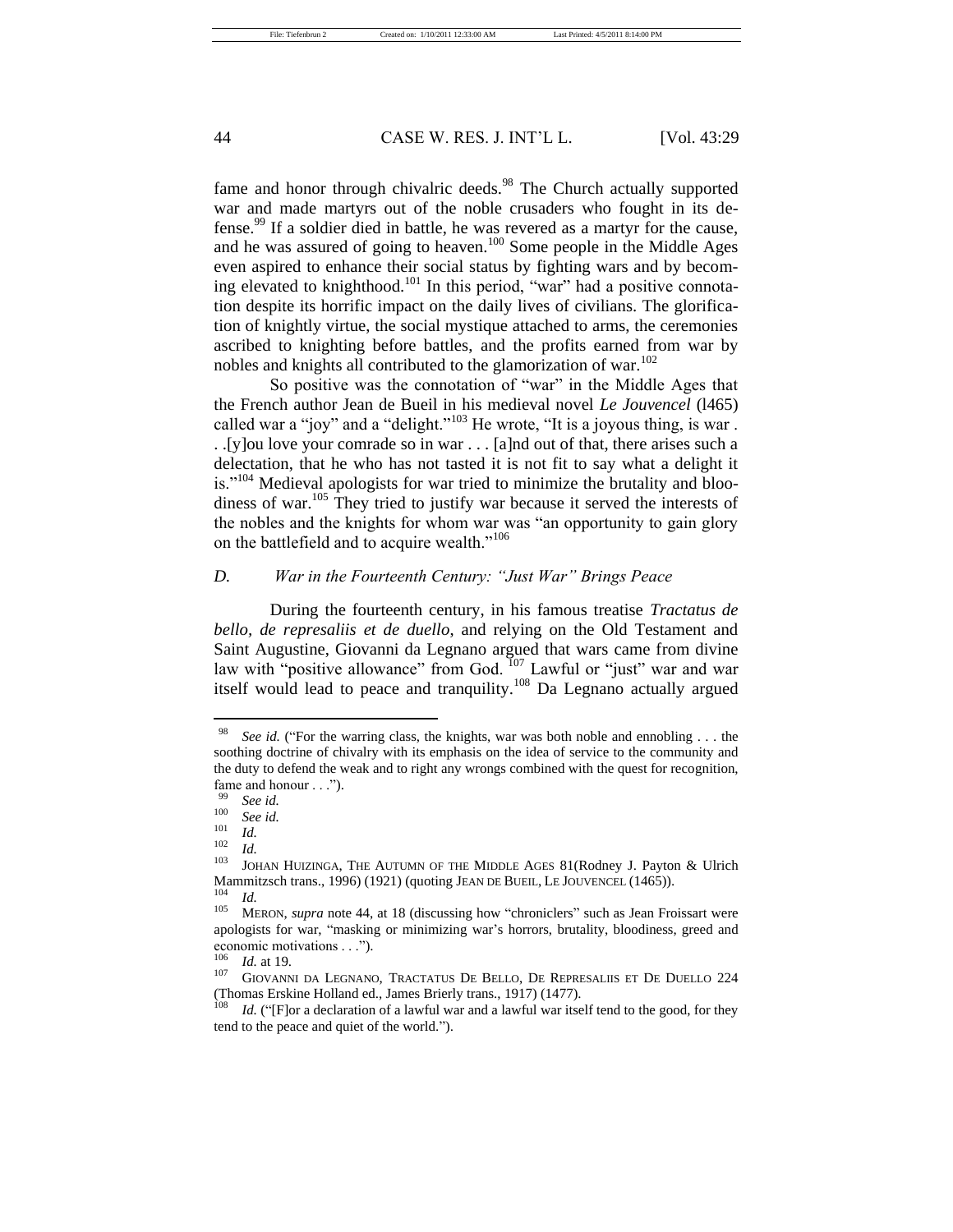fame and honor through chivalric deeds.[98] The Church actually supported war and made martyrs out of the noble crusaders who fought in its defense.[99] If a soldier died in battle, he was revered as a martyr for the cause, and he was assured of going to heaven.[100] Some people in the Middle Ages even aspired to enhance their social status by fighting wars and by becoming elevated to knighthood.[101] In this period, "war" had a positive connotation despite its horrific impact on the daily lives of civilians. The glorification of knightly virtue, the social mystique attached to arms, the ceremonies ascribed to knighting before battles, and the profits earned from war by nobles and knights all contributed to the glamorization of war.[102]

So positive was the connotation of "war" in the Middle Ages that the French author Jean de Bueil in his medieval novel *Le Jouvencel* (l465) called war a "joy" and a "delight."[103] He wrote, "It is a joyous thing, is war . . .[y]ou love your comrade so in war . . . [a]nd out of that, there arises such a delectation, that he who has not tasted it is not fit to say what a delight it is."[104] Medieval apologists for war tried to minimize the brutality and bloodiness of war.[105] They tried to justify war because it served the interests of the nobles and the knights for whom war was "an opportunity to gain glory on the battlefield and to acquire wealth."[106]

### *D. War in the Fourteenth Century: "Just War" Brings Peace*

During the fourteenth century, in his famous treatise *Tractatus de bello, de represaliis et de duello*, and relying on the Old Testament and Saint Augustine, Giovanni da Legnano argued that wars came from divine law with "positive allowance" from God.[107] Lawful or "just" war and war itself would lead to peace and tranquility.[108] Da Legnano actually argued

---

[98] *See id.* ("For the warring class, the knights, war was both noble and ennobling . . . the soothing doctrine of chivalry with its emphasis on the idea of service to the community and the duty to defend the weak and to right any wrongs combined with the quest for recognition, fame and honour . . .").

[99] *See id.*

[100] *See id.*

[101] *Id.*

[102] *Id.*

[103] JOHAN HUIZINGA, THE AUTUMN OF THE MIDDLE AGES 81(Rodney J. Payton & Ulrich Mammitzsch trans., 1996) (1921) (quoting JEAN DE BUEIL, LE JOUVENCEL (1465)).

[104] *Id.*

[105] MERON, *supra* note 44, at 18 (discussing how "chroniclers" such as Jean Froissart were apologists for war, "masking or minimizing war's horrors, brutality, bloodiness, greed and economic motivations . . .").

[106] *Id.* at 19.

[107] GIOVANNI DA LEGNANO, TRACTATUS DE BELLO, DE REPRESALIIS ET DE DUELLO 224 (Thomas Erskine Holland ed., James Brierly trans., 1917) (1477).

[108] *Id.* ("[F]or a declaration of a lawful war and a lawful war itself tend to the good, for they tend to the peace and quiet of the world.").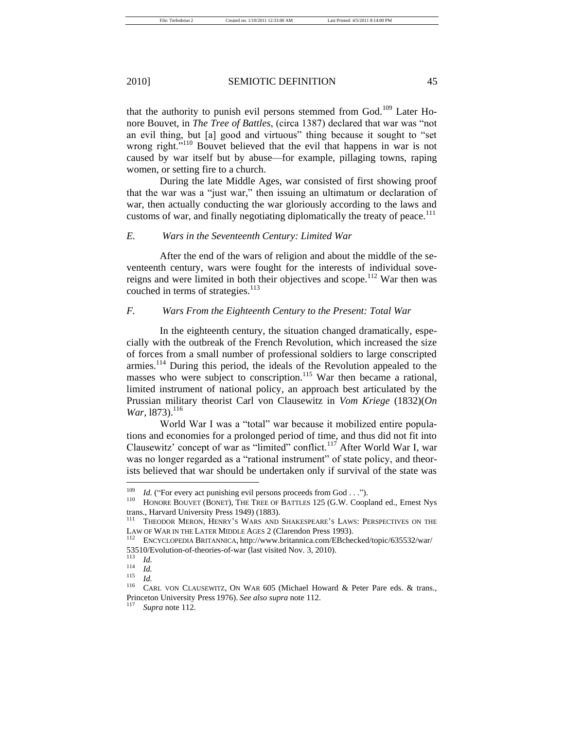that the authority to punish evil persons stemmed from God.[109] Later Honore Bouvet, in *The Tree of Battles*, (circa 1387) declared that war was "not an evil thing, but [a] good and virtuous" thing because it sought to "set wrong right."[110] Bouvet believed that the evil that happens in war is not caused by war itself but by abuse—for example, pillaging towns, raping women, or setting fire to a church.

During the late Middle Ages, war consisted of first showing proof that the war was a "just war," then issuing an ultimatum or declaration of war, then actually conducting the war gloriously according to the laws and customs of war, and finally negotiating diplomatically the treaty of peace.[111]

### *E. Wars in the Seventeenth Century: Limited War*

After the end of the wars of religion and about the middle of the seventeenth century, wars were fought for the interests of individual sovereigns and were limited in both their objectives and scope.[112] War then was couched in terms of strategies.[113]

### *F. Wars From the Eighteenth Century to the Present: Total War*

In the eighteenth century, the situation changed dramatically, especially with the outbreak of the French Revolution, which increased the size of forces from a small number of professional soldiers to large conscripted armies.[114] During this period, the ideals of the Revolution appealed to the masses who were subject to conscription.[115] War then became a rational, limited instrument of national policy, an approach best articulated by the Prussian military theorist Carl von Clausewitz in *Vom Kriege* (1832)(*On War*, l873).[116]

World War I was a "total" war because it mobilized entire populations and economies for a prolonged period of time, and thus did not fit into Clausewitz' concept of war as "limited" conflict.[117] After World War I, war was no longer regarded as a "rational instrument" of state policy, and theorists believed that war should be undertaken only if survival of the state was

---

[109] *Id.* ("For every act punishing evil persons proceeds from God . . .").

[110] HONORE BOUVET (BONET), THE TREE OF BATTLES 125 (G.W. Coopland ed., Ernest Nys trans., Harvard University Press 1949) (1883).

[111] THEODOR MERON, HENRY'S WARS AND SHAKESPEARE'S LAWS: PERSPECTIVES ON THE LAW OF WAR IN THE LATER MIDDLE AGES 2 (Clarendon Press 1993).

[112] ENCYCLOPEDIA BRITANNICA, http://www.britannica.com/EBchecked/topic/635532/war/53510/Evolution-of-theories-of-war (last visited Nov. 3, 2010).

[113] *Id.*

[114] *Id.*

[115] *Id.*

[116] CARL VON CLAUSEWITZ, ON WAR 605 (Michael Howard & Peter Pare eds. & trans., Princeton University Press 1976). *See also supra* note 112.

[117] *Supra* note 112.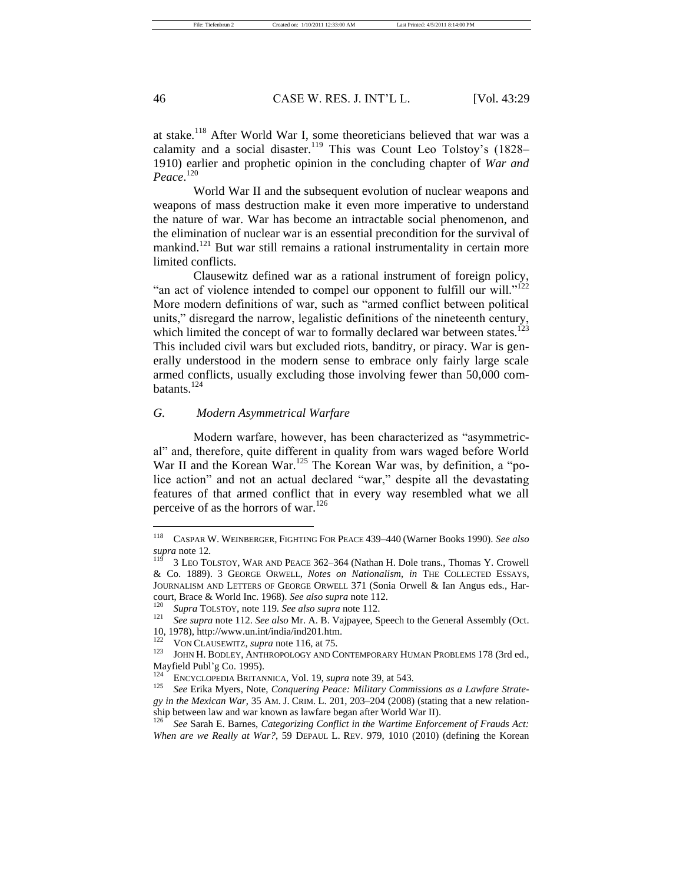at stake.[118] After World War I, some theoreticians believed that war was a calamity and a social disaster.[119] This was Count Leo Tolstoy's (1828–1910) earlier and prophetic opinion in the concluding chapter of *War and Peace*.[120]

World War II and the subsequent evolution of nuclear weapons and weapons of mass destruction make it even more imperative to understand the nature of war. War has become an intractable social phenomenon, and the elimination of nuclear war is an essential precondition for the survival of mankind.[121] But war still remains a rational instrumentality in certain more limited conflicts.

Clausewitz defined war as a rational instrument of foreign policy, "an act of violence intended to compel our opponent to fulfill our will."[122] More modern definitions of war, such as "armed conflict between political units," disregard the narrow, legalistic definitions of the nineteenth century, which limited the concept of war to formally declared war between states.[123] This included civil wars but excluded riots, banditry, or piracy. War is generally understood in the modern sense to embrace only fairly large scale armed conflicts, usually excluding those involving fewer than 50,000 combatants.[124]

### *G. Modern Asymmetrical Warfare*

Modern warfare, however, has been characterized as "asymmetrical" and, therefore, quite different in quality from wars waged before World War II and the Korean War.[125] The Korean War was, by definition, a "police action" and not an actual declared "war," despite all the devastating features of that armed conflict that in every way resembled what we all perceive of as the horrors of war.[126]

---

[118] CASPAR W. WEINBERGER, FIGHTING FOR PEACE 439–440 (Warner Books 1990). *See also supra* note 12.

[119] 3 LEO TOLSTOY, WAR AND PEACE 362–364 (Nathan H. Dole trans., Thomas Y. Crowell & Co. 1889). 3 GEORGE ORWELL, *Notes on Nationalism*, *in* THE COLLECTED ESSAYS, JOURNALISM AND LETTERS OF GEORGE ORWELL 371 (Sonia Orwell & Ian Angus eds., Harcourt, Brace & World Inc. 1968). *See also supra* note 112.

[120] *Supra* TOLSTOY, note 119. *See also supra* note 112.

[121] *See supra* note 112. *See also* Mr. A. B. Vajpayee, Speech to the General Assembly (Oct. 10, 1978), http://www.un.int/india/ind201.htm.

[122] VON CLAUSEWITZ, *supra* note 116, at 75.

[123] JOHN H. BODLEY, ANTHROPOLOGY AND CONTEMPORARY HUMAN PROBLEMS 178 (3rd ed., Mayfield Publ'g Co. 1995).

[124] ENCYCLOPEDIA BRITANNICA, Vol. 19, *supra* note 39, at 543.

[125] *See* Erika Myers, Note, *Conquering Peace: Military Commissions as a Lawfare Strategy in the Mexican War*, 35 AM. J. CRIM. L. 201, 203–204 (2008) (stating that a new relationship between law and war known as lawfare began after World War II).

[126] *See* Sarah E. Barnes, *Categorizing Conflict in the Wartime Enforcement of Frauds Act: When are we Really at War?*, 59 DEPAUL L. REV. 979, 1010 (2010) (defining the Korean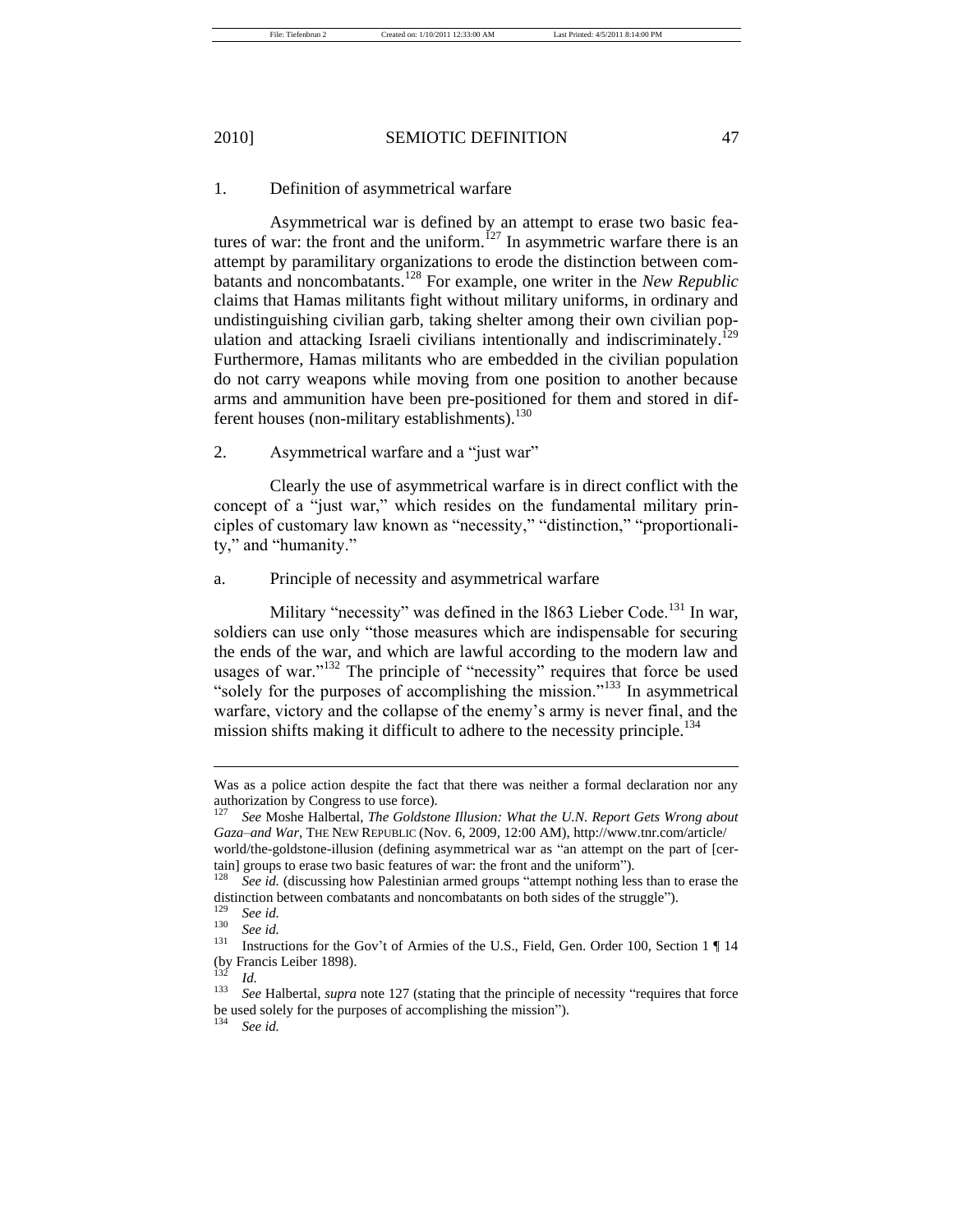1. Definition of asymmetrical warfare

Asymmetrical war is defined by an attempt to erase two basic features of war: the front and the uniform.[127] In asymmetric warfare there is an attempt by paramilitary organizations to erode the distinction between combatants and noncombatants.[128] For example, one writer in the *New Republic* claims that Hamas militants fight without military uniforms, in ordinary and undistinguishing civilian garb, taking shelter among their own civilian population and attacking Israeli civilians intentionally and indiscriminately.[129] Furthermore, Hamas militants who are embedded in the civilian population do not carry weapons while moving from one position to another because arms and ammunition have been pre-positioned for them and stored in different houses (non-military establishments).[130]

2. Asymmetrical warfare and a "just war"

Clearly the use of asymmetrical warfare is in direct conflict with the concept of a "just war," which resides on the fundamental military principles of customary law known as "necessity," "distinction," "proportionality," and "humanity."

a. Principle of necessity and asymmetrical warfare

Military "necessity" was defined in the l863 Lieber Code.[131] In war, soldiers can use only "those measures which are indispensable for securing the ends of the war, and which are lawful according to the modern law and usages of war."[132] The principle of "necessity" requires that force be used "solely for the purposes of accomplishing the mission."[133] In asymmetrical warfare, victory and the collapse of the enemy's army is never final, and the mission shifts making it difficult to adhere to the necessity principle.[134]

---

Was as a police action despite the fact that there was neither a formal declaration nor any authorization by Congress to use force).

[127] *See* Moshe Halbertal, *The Goldstone Illusion: What the U.N. Report Gets Wrong about Gaza–and War*, THE NEW REPUBLIC (Nov. 6, 2009, 12:00 AM), http://www.tnr.com/article/world/the-goldstone-illusion (defining asymmetrical war as "an attempt on the part of [certain] groups to erase two basic features of war: the front and the uniform").

[128] *See id.* (discussing how Palestinian armed groups "attempt nothing less than to erase the distinction between combatants and noncombatants on both sides of the struggle").

[129] *See id.*

[130] *See id.*

[131] Instructions for the Gov't of Armies of the U.S., Field, Gen. Order 100, Section 1 ¶ 14 (by Francis Leiber 1898).

[132] *Id.*

[133] *See* Halbertal, *supra* note 127 (stating that the principle of necessity "requires that force be used solely for the purposes of accomplishing the mission").

[134] *See id.*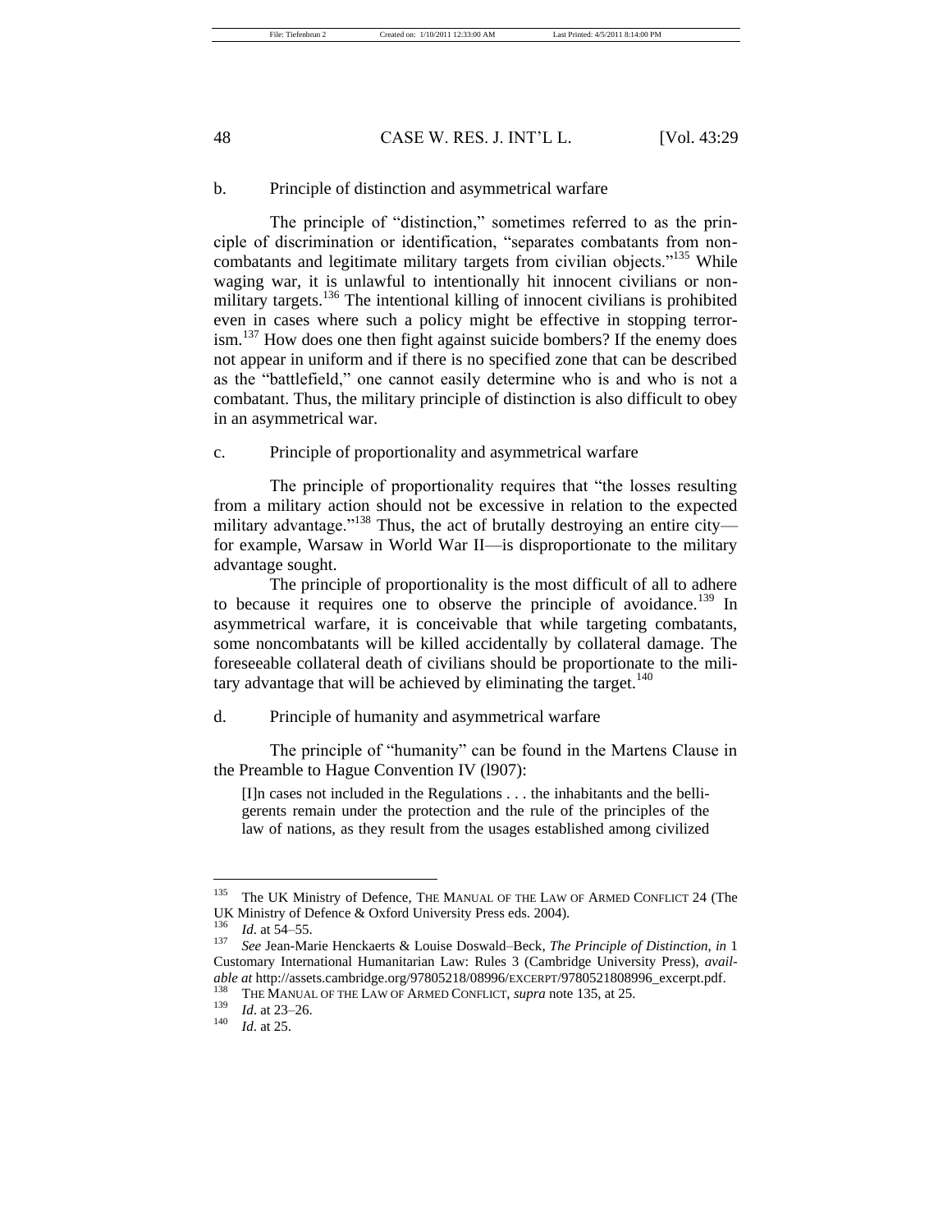b. Principle of distinction and asymmetrical warfare

The principle of "distinction," sometimes referred to as the principle of discrimination or identification, "separates combatants from noncombatants and legitimate military targets from civilian objects."[135] While waging war, it is unlawful to intentionally hit innocent civilians or nonmilitary targets.[136] The intentional killing of innocent civilians is prohibited even in cases where such a policy might be effective in stopping terrorism.[137] How does one then fight against suicide bombers? If the enemy does not appear in uniform and if there is no specified zone that can be described as the "battlefield," one cannot easily determine who is and who is not a combatant. Thus, the military principle of distinction is also difficult to obey in an asymmetrical war.

c. Principle of proportionality and asymmetrical warfare

The principle of proportionality requires that "the losses resulting from a military action should not be excessive in relation to the expected military advantage."[138] Thus, the act of brutally destroying an entire city—for example, Warsaw in World War II—is disproportionate to the military advantage sought.

The principle of proportionality is the most difficult of all to adhere to because it requires one to observe the principle of avoidance.[139] In asymmetrical warfare, it is conceivable that while targeting combatants, some noncombatants will be killed accidentally by collateral damage. The foreseeable collateral death of civilians should be proportionate to the military advantage that will be achieved by eliminating the target.[140]

d. Principle of humanity and asymmetrical warfare

The principle of "humanity" can be found in the Martens Clause in the Preamble to Hague Convention IV (l907):

> [I]n cases not included in the Regulations . . . the inhabitants and the belligerents remain under the protection and the rule of the principles of the law of nations, as they result from the usages established among civilized

---

[135] The UK Ministry of Defence, THE MANUAL OF THE LAW OF ARMED CONFLICT 24 (The UK Ministry of Defence & Oxford University Press eds. 2004).

[136] *Id*. at 54–55.

[137] *See* Jean-Marie Henckaerts & Louise Doswald–Beck, *The Principle of Distinction*, *in* 1 Customary International Humanitarian Law: Rules 3 (Cambridge University Press), *available at* http://assets.cambridge.org/97805218/08996/EXCERPT/9780521808996_excerpt.pdf.

[138] THE MANUAL OF THE LAW OF ARMED CONFLICT, *supra* note 135, at 25.

[139] *Id*. at 23–26.

[140] *Id*. at 25.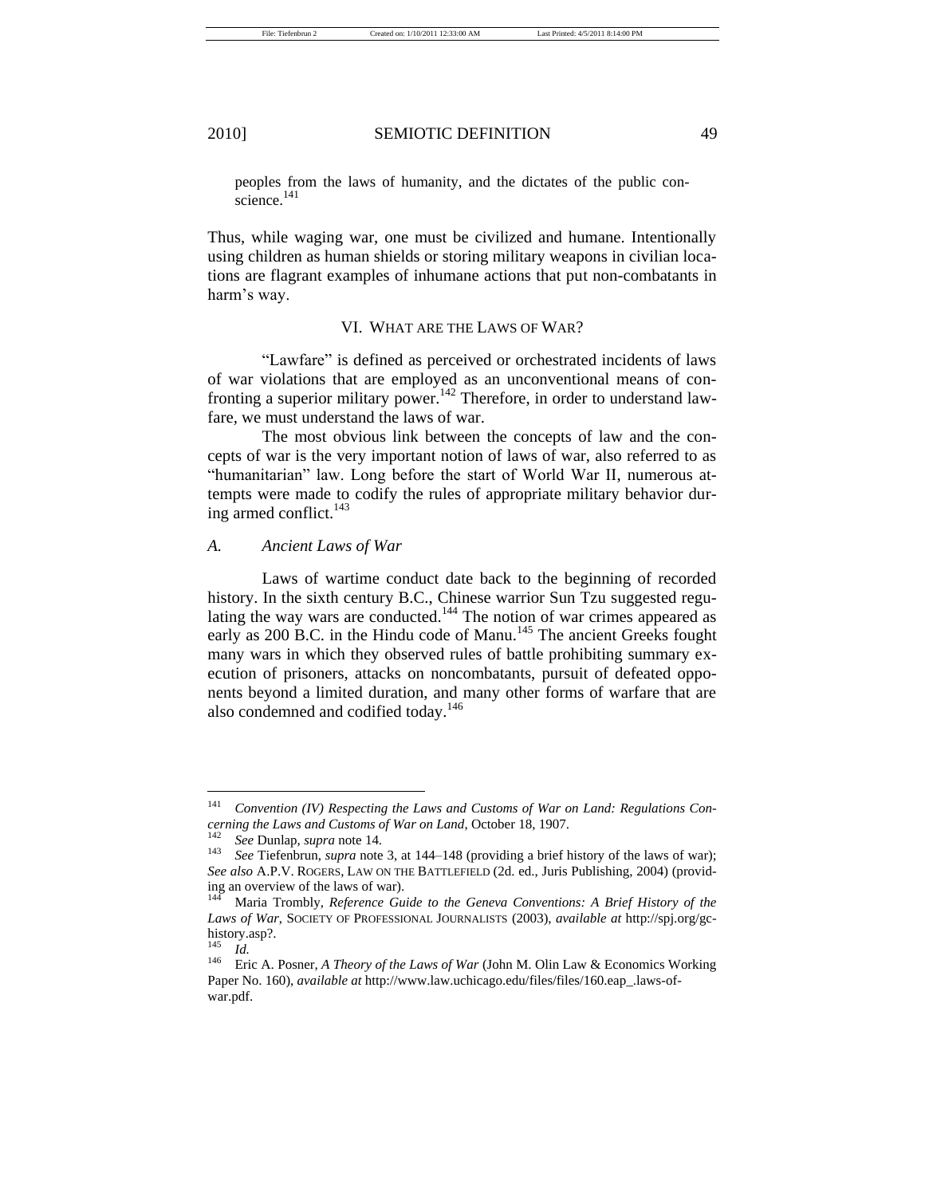peoples from the laws of humanity, and the dictates of the public conscience.[141]

Thus, while waging war, one must be civilized and humane. Intentionally using children as human shields or storing military weapons in civilian locations are flagrant examples of inhumane actions that put non-combatants in harm's way.

## VI. What are the Laws of War?

"Lawfare" is defined as perceived or orchestrated incidents of laws of war violations that are employed as an unconventional means of confronting a superior military power.[142] Therefore, in order to understand lawfare, we must understand the laws of war.

The most obvious link between the concepts of law and the concepts of war is the very important notion of laws of war, also referred to as "humanitarian" law. Long before the start of World War II, numerous attempts were made to codify the rules of appropriate military behavior during armed conflict.[143]

### *A. Ancient Laws of War*

Laws of wartime conduct date back to the beginning of recorded history. In the sixth century B.C., Chinese warrior Sun Tzu suggested regulating the way wars are conducted.[144] The notion of war crimes appeared as early as 200 B.C. in the Hindu code of Manu.[145] The ancient Greeks fought many wars in which they observed rules of battle prohibiting summary execution of prisoners, attacks on noncombatants, pursuit of defeated opponents beyond a limited duration, and many other forms of warfare that are also condemned and codified today.[146]

---

[141] *Convention (IV) Respecting the Laws and Customs of War on Land: Regulations Concerning the Laws and Customs of War on Land*, October 18, 1907.

[142] *See* Dunlap, *supra* note 14.

[143] *See* Tiefenbrun, *supra* note 3, at 144–148 (providing a brief history of the laws of war); *See also* A.P.V. Rogers, Law on the Battlefield (2d. ed., Juris Publishing, 2004) (providing an overview of the laws of war).

[144] Maria Trombly, *Reference Guide to the Geneva Conventions: A Brief History of the Laws of War*, Society of Professional Journalists (2003), *available at* http://spj.org/gc-history.asp?.

[145] *Id.*

[146] Eric A. Posner, *A Theory of the Laws of War* (John M. Olin Law & Economics Working Paper No. 160), *available at* http://www.law.uchicago.edu/files/files/160.eap_.laws-of-war.pdf.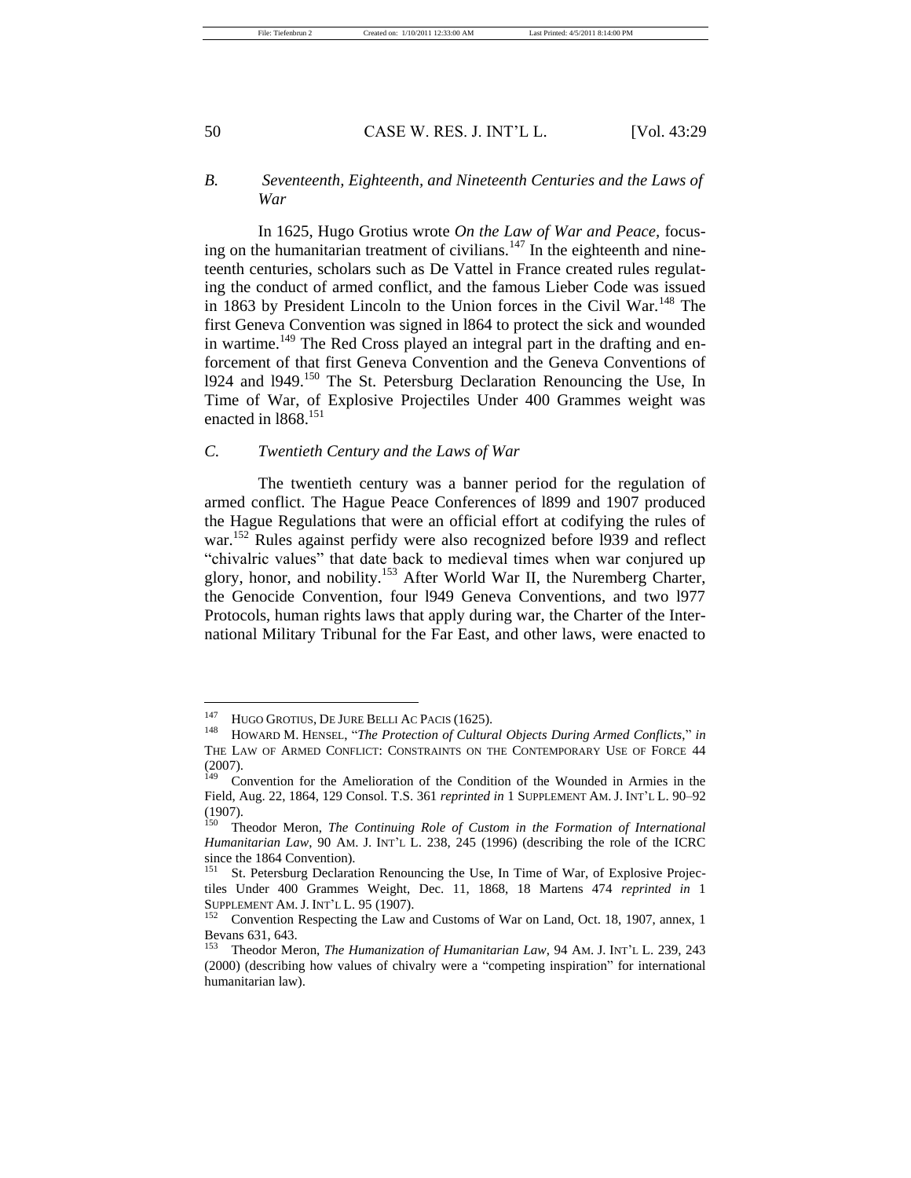### *B. Seventeenth, Eighteenth, and Nineteenth Centuries and the Laws of War*

In 1625, Hugo Grotius wrote *On the Law of War and Peace*, focusing on the humanitarian treatment of civilians.[147] In the eighteenth and nineteenth centuries, scholars such as De Vattel in France created rules regulating the conduct of armed conflict, and the famous Lieber Code was issued in 1863 by President Lincoln to the Union forces in the Civil War.[148] The first Geneva Convention was signed in l864 to protect the sick and wounded in wartime.[149] The Red Cross played an integral part in the drafting and enforcement of that first Geneva Convention and the Geneva Conventions of l924 and l949.[150] The St. Petersburg Declaration Renouncing the Use, In Time of War, of Explosive Projectiles Under 400 Grammes weight was enacted in l868.[151]

### *C. Twentieth Century and the Laws of War*

The twentieth century was a banner period for the regulation of armed conflict. The Hague Peace Conferences of l899 and 1907 produced the Hague Regulations that were an official effort at codifying the rules of war.[152] Rules against perfidy were also recognized before l939 and reflect "chivalric values" that date back to medieval times when war conjured up glory, honor, and nobility.[153] After World War II, the Nuremberg Charter, the Genocide Convention, four l949 Geneva Conventions, and two l977 Protocols, human rights laws that apply during war, the Charter of the International Military Tribunal for the Far East, and other laws, were enacted to

---

[147] HUGO GROTIUS, DE JURE BELLI AC PACIS (1625).

[148] HOWARD M. HENSEL, "*The Protection of Cultural Objects During Armed Conflicts*," *in* THE LAW OF ARMED CONFLICT: CONSTRAINTS ON THE CONTEMPORARY USE OF FORCE 44 (2007).

[149] Convention for the Amelioration of the Condition of the Wounded in Armies in the Field, Aug. 22, 1864, 129 Consol. T.S. 361 *reprinted in* 1 SUPPLEMENT AM. J. INT'L L. 90–92 (1907).

[150] Theodor Meron, *The Continuing Role of Custom in the Formation of International Humanitarian Law*, 90 AM. J. INT'L L. 238, 245 (1996) (describing the role of the ICRC since the 1864 Convention).

[151] St. Petersburg Declaration Renouncing the Use, In Time of War, of Explosive Projectiles Under 400 Grammes Weight, Dec. 11, 1868, 18 Martens 474 *reprinted in* 1 SUPPLEMENT AM. J. INT'L L. 95 (1907).

[152] Convention Respecting the Law and Customs of War on Land, Oct. 18, 1907, annex, 1 Bevans 631, 643.

[153] Theodor Meron, *The Humanization of Humanitarian Law*, 94 AM. J. INT'L L. 239, 243 (2000) (describing how values of chivalry were a "competing inspiration" for international humanitarian law).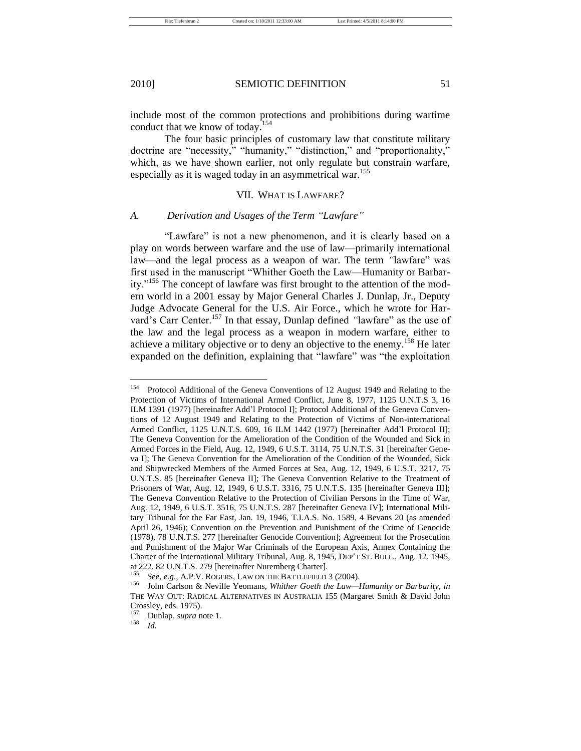include most of the common protections and prohibitions during wartime conduct that we know of today.[154]

The four basic principles of customary law that constitute military doctrine are "necessity," "humanity," "distinction," and "proportionality," which, as we have shown earlier, not only regulate but constrain warfare, especially as it is waged today in an asymmetrical war.[155]

## VII. WHAT IS LAWFARE?

### A. *Derivation and Usages of the Term "Lawfare"*

"Lawfare" is not a new phenomenon, and it is clearly based on a play on words between warfare and the use of law—primarily international law—and the legal process as a weapon of war. The term "lawfare" was first used in the manuscript "Whither Goeth the Law—Humanity or Barbarity."[156] The concept of lawfare was first brought to the attention of the modern world in a 2001 essay by Major General Charles J. Dunlap, Jr., Deputy Judge Advocate General for the U.S. Air Force., which he wrote for Harvard's Carr Center.[157] In that essay, Dunlap defined "lawfare" as the use of the law and the legal process as a weapon in modern warfare, either to achieve a military objective or to deny an objective to the enemy.[158] He later expanded on the definition, explaining that "lawfare" was "the exploitation

---

[154] Protocol Additional of the Geneva Conventions of 12 August 1949 and Relating to the Protection of Victims of International Armed Conflict, June 8, 1977, 1125 U.N.T.S 3, 16 ILM 1391 (1977) [hereinafter Add'l Protocol I]; Protocol Additional of the Geneva Conventions of 12 August 1949 and Relating to the Protection of Victims of Non-international Armed Conflict, 1125 U.N.T.S. 609, 16 ILM 1442 (1977) [hereinafter Add'l Protocol II]; The Geneva Convention for the Amelioration of the Condition of the Wounded and Sick in Armed Forces in the Field, Aug. 12, 1949, 6 U.S.T. 3114, 75 U.N.T.S. 31 [hereinafter Geneva I]; The Geneva Convention for the Amelioration of the Condition of the Wounded, Sick and Shipwrecked Members of the Armed Forces at Sea, Aug. 12, 1949, 6 U.S.T. 3217, 75 U.N.T.S. 85 [hereinafter Geneva II]; The Geneva Convention Relative to the Treatment of Prisoners of War, Aug. 12, 1949, 6 U.S.T. 3316, 75 U.N.T.S. 135 [hereinafter Geneva III]; The Geneva Convention Relative to the Protection of Civilian Persons in the Time of War, Aug. 12, 1949, 6 U.S.T. 3516, 75 U.N.T.S. 287 [hereinafter Geneva IV]; International Military Tribunal for the Far East, Jan. 19, 1946, T.I.A.S. No. 1589, 4 Bevans 20 (as amended April 26, 1946); Convention on the Prevention and Punishment of the Crime of Genocide (1978), 78 U.N.T.S. 277 [hereinafter Genocide Convention]; Agreement for the Prosecution and Punishment of the Major War Criminals of the European Axis, Annex Containing the Charter of the International Military Tribunal, Aug. 8, 1945, DEP'T ST. BULL., Aug. 12, 1945, at 222, 82 U.N.T.S. 279 [hereinafter Nuremberg Charter].

[155] *See, e.g.*, A.P.V. ROGERS, LAW ON THE BATTLEFIELD 3 (2004).

[156] John Carlson & Neville Yeomans, *Whither Goeth the Law—Humanity or Barbarity*, *in* THE WAY OUT: RADICAL ALTERNATIVES IN AUSTRALIA 155 (Margaret Smith & David John Crossley, eds. 1975).

[157] Dunlap, *supra* note 1.

[158] *Id.*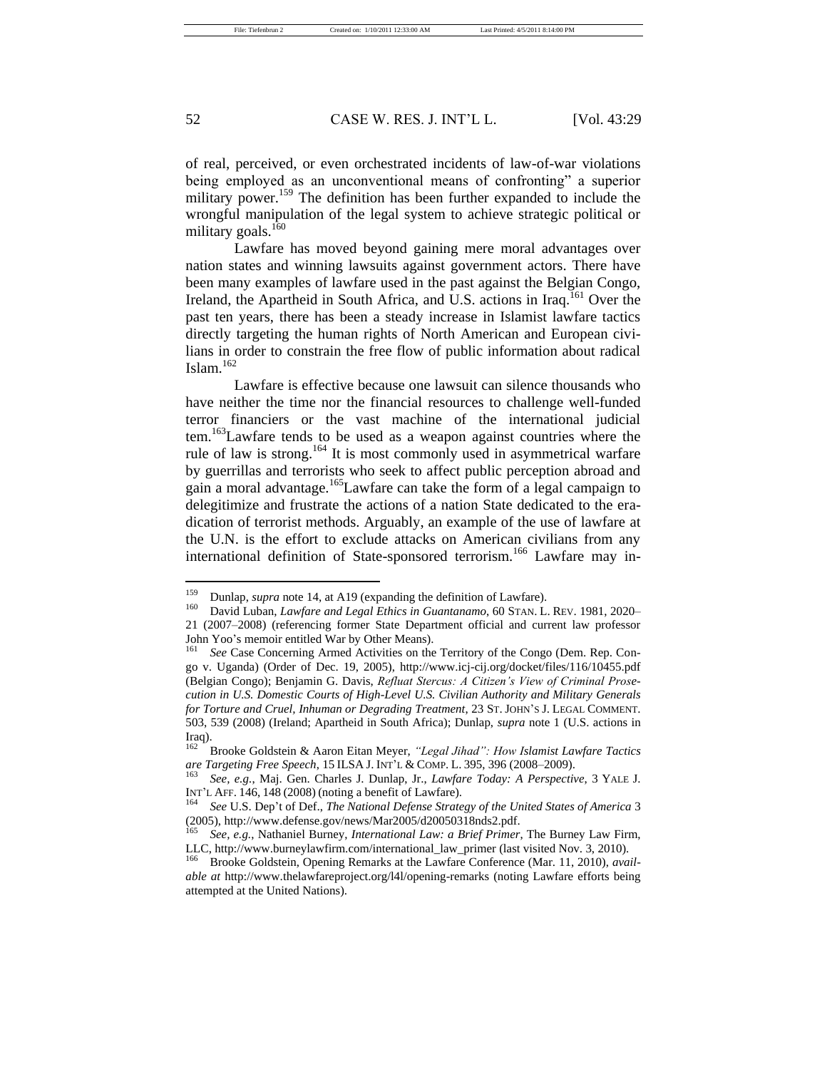of real, perceived, or even orchestrated incidents of law-of-war violations being employed as an unconventional means of confronting" a superior military power.[159] The definition has been further expanded to include the wrongful manipulation of the legal system to achieve strategic political or military goals.[160]

Lawfare has moved beyond gaining mere moral advantages over nation states and winning lawsuits against government actors. There have been many examples of lawfare used in the past against the Belgian Congo, Ireland, the Apartheid in South Africa, and U.S. actions in Iraq.[161] Over the past ten years, there has been a steady increase in Islamist lawfare tactics directly targeting the human rights of North American and European civilians in order to constrain the free flow of public information about radical Islam.[162]

Lawfare is effective because one lawsuit can silence thousands who have neither the time nor the financial resources to challenge well-funded terror financiers or the vast machine of the international judicial tem.[163]Lawfare tends to be used as a weapon against countries where the rule of law is strong.[164] It is most commonly used in asymmetrical warfare by guerrillas and terrorists who seek to affect public perception abroad and gain a moral advantage.[165]Lawfare can take the form of a legal campaign to delegitimize and frustrate the actions of a nation State dedicated to the eradication of terrorist methods. Arguably, an example of the use of lawfare at the U.N. is the effort to exclude attacks on American civilians from any international definition of State-sponsored terrorism.[166] Lawfare may in-

---

[159] Dunlap, *supra* note 14, at A19 (expanding the definition of Lawfare).

[160] David Luban, *Lawfare and Legal Ethics in Guantanamo*, 60 STAN. L. REV. 1981, 2020–21 (2007–2008) (referencing former State Department official and current law professor John Yoo's memoir entitled War by Other Means).

[161] *See* Case Concerning Armed Activities on the Territory of the Congo (Dem. Rep. Congo v. Uganda) (Order of Dec. 19, 2005), http://www.icj-cij.org/docket/files/116/10455.pdf (Belgian Congo); Benjamin G. Davis, *Refluat Stercus: A Citizen's View of Criminal Prosecution in U.S. Domestic Courts of High-Level U.S. Civilian Authority and Military Generals for Torture and Cruel, Inhuman or Degrading Treatment*, 23 ST. JOHN'S J. LEGAL COMMENT. 503, 539 (2008) (Ireland; Apartheid in South Africa); Dunlap, *supra* note 1 (U.S. actions in Iraq).

[162] Brooke Goldstein & Aaron Eitan Meyer, *"Legal Jihad": How Islamist Lawfare Tactics are Targeting Free Speech*, 15 ILSA J. INT'L & COMP. L. 395, 396 (2008–2009).

[163] *See, e.g.*, Maj. Gen. Charles J. Dunlap, Jr., *Lawfare Today: A Perspective*, 3 YALE J. INT'L AFF. 146, 148 (2008) (noting a benefit of Lawfare).

[164] *See* U.S. Dep't of Def., *The National Defense Strategy of the United States of America* 3 (2005), http://www.defense.gov/news/Mar2005/d20050318nds2.pdf.

[165] *See, e.g.*, Nathaniel Burney, *International Law: a Brief Primer*, The Burney Law Firm, LLC, http://www.burneylawfirm.com/international_law_primer (last visited Nov. 3, 2010).

[166] Brooke Goldstein, Opening Remarks at the Lawfare Conference (Mar. 11, 2010), *available at* http://www.thelawfareproject.org/l4l/opening-remarks (noting Lawfare efforts being attempted at the United Nations).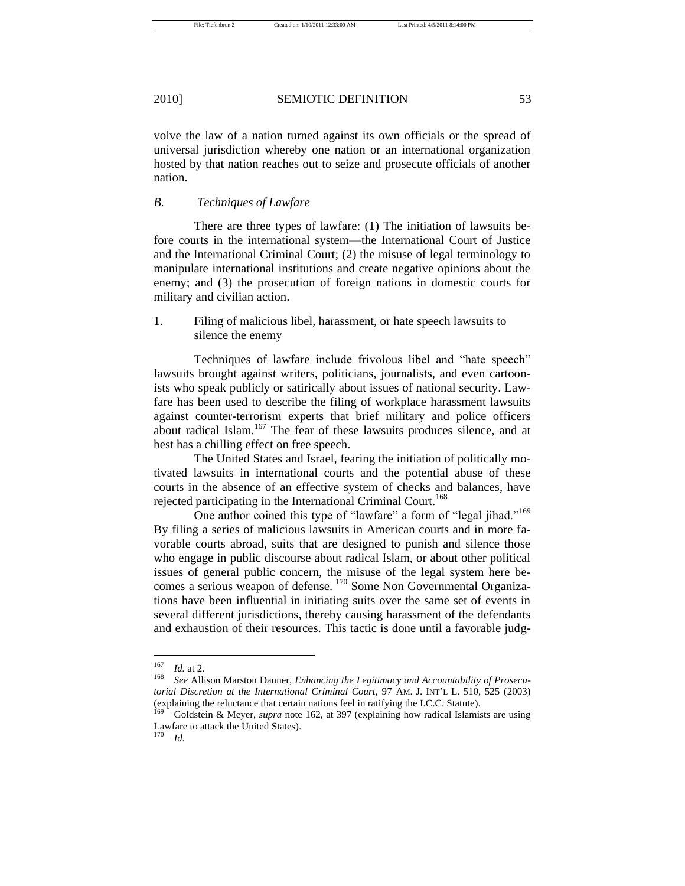volve the law of a nation turned against its own officials or the spread of universal jurisdiction whereby one nation or an international organization hosted by that nation reaches out to seize and prosecute officials of another nation.

### *B. Techniques of Lawfare*

There are three types of lawfare: (1) The initiation of lawsuits before courts in the international system—the International Court of Justice and the International Criminal Court; (2) the misuse of legal terminology to manipulate international institutions and create negative opinions about the enemy; and (3) the prosecution of foreign nations in domestic courts for military and civilian action.

#### 1. Filing of malicious libel, harassment, or hate speech lawsuits to silence the enemy

Techniques of lawfare include frivolous libel and "hate speech" lawsuits brought against writers, politicians, journalists, and even cartoonists who speak publicly or satirically about issues of national security. Lawfare has been used to describe the filing of workplace harassment lawsuits against counter-terrorism experts that brief military and police officers about radical Islam.[167] The fear of these lawsuits produces silence, and at best has a chilling effect on free speech.

The United States and Israel, fearing the initiation of politically motivated lawsuits in international courts and the potential abuse of these courts in the absence of an effective system of checks and balances, have rejected participating in the International Criminal Court.[168]

One author coined this type of "lawfare" a form of "legal jihad."[169] By filing a series of malicious lawsuits in American courts and in more favorable courts abroad, suits that are designed to punish and silence those who engage in public discourse about radical Islam, or about other political issues of general public concern, the misuse of the legal system here becomes a serious weapon of defense. [170] Some Non Governmental Organizations have been influential in initiating suits over the same set of events in several different jurisdictions, thereby causing harassment of the defendants and exhaustion of their resources. This tactic is done until a favorable judg-

---

[167] *Id.* at 2.

[168] *See* Allison Marston Danner, *Enhancing the Legitimacy and Accountability of Prosecutorial Discretion at the International Criminal Court*, 97 AM. J. INT'L L. 510, 525 (2003) (explaining the reluctance that certain nations feel in ratifying the I.C.C. Statute).

[169] Goldstein & Meyer, *supra* note 162, at 397 (explaining how radical Islamists are using Lawfare to attack the United States).

[170] *Id.*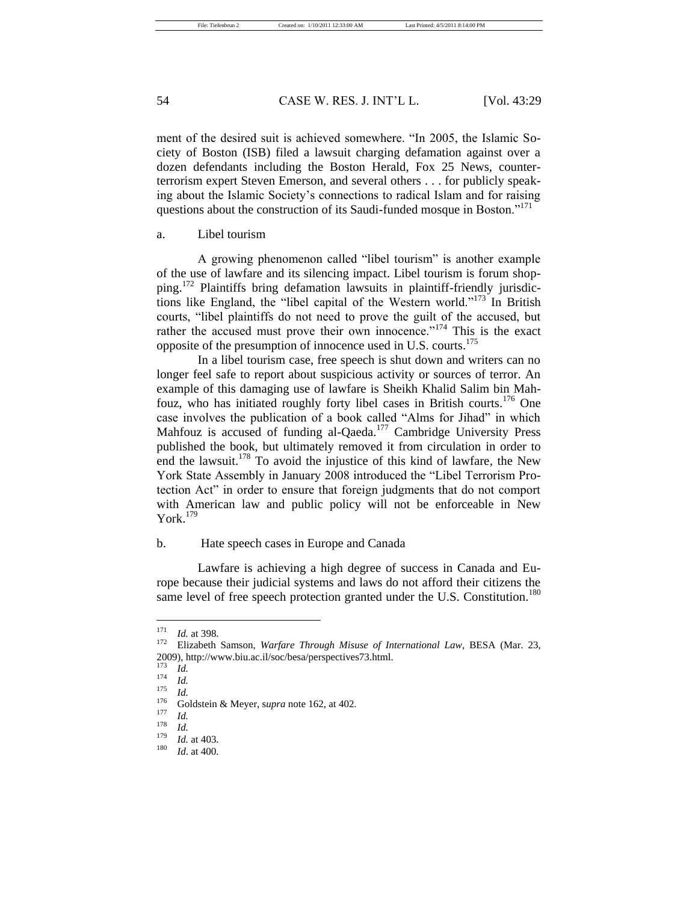ment of the desired suit is achieved somewhere. "In 2005, the Islamic Society of Boston (ISB) filed a lawsuit charging defamation against over a dozen defendants including the Boston Herald, Fox 25 News, counterterrorism expert Steven Emerson, and several others . . . for publicly speaking about the Islamic Society's connections to radical Islam and for raising questions about the construction of its Saudi-funded mosque in Boston."[171]

a. Libel tourism

A growing phenomenon called "libel tourism" is another example of the use of lawfare and its silencing impact. Libel tourism is forum shopping.[172] Plaintiffs bring defamation lawsuits in plaintiff-friendly jurisdictions like England, the "libel capital of the Western world."[173] In British courts, "libel plaintiffs do not need to prove the guilt of the accused, but rather the accused must prove their own innocence."[174] This is the exact opposite of the presumption of innocence used in U.S. courts.[175]

In a libel tourism case, free speech is shut down and writers can no longer feel safe to report about suspicious activity or sources of terror. An example of this damaging use of lawfare is Sheikh Khalid Salim bin Mahfouz, who has initiated roughly forty libel cases in British courts.[176] One case involves the publication of a book called "Alms for Jihad" in which Mahfouz is accused of funding al-Qaeda.[177] Cambridge University Press published the book, but ultimately removed it from circulation in order to end the lawsuit.[178] To avoid the injustice of this kind of lawfare, the New York State Assembly in January 2008 introduced the "Libel Terrorism Protection Act" in order to ensure that foreign judgments that do not comport with American law and public policy will not be enforceable in New York.[179]

b. Hate speech cases in Europe and Canada

Lawfare is achieving a high degree of success in Canada and Europe because their judicial systems and laws do not afford their citizens the same level of free speech protection granted under the U.S. Constitution.[180]

---

[171] *Id.* at 398.

[172] Elizabeth Samson, *Warfare Through Misuse of International Law*, BESA (Mar. 23, 2009), http://www.biu.ac.il/soc/besa/perspectives73.html.

[173] *Id.*

[174] *Id.*

[175] *Id.*

[176] Goldstein & Meyer, s*upra* note 162, at 402.

[177] *Id.*

[178] *Id.*

[179] *Id.* at 403.

[180] *Id*. at 400.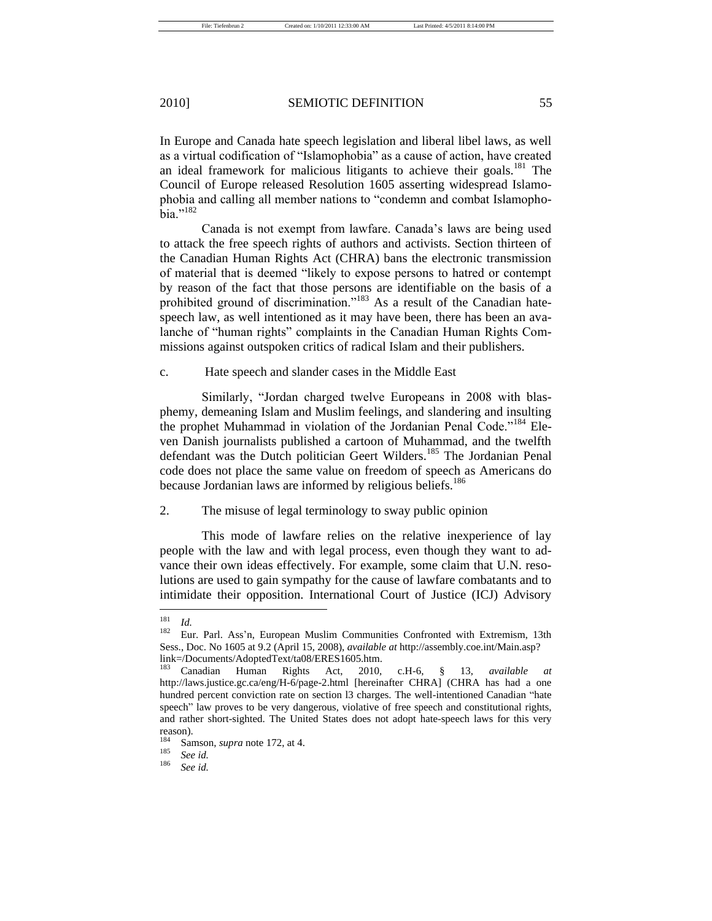In Europe and Canada hate speech legislation and liberal libel laws, as well as a virtual codification of "Islamophobia" as a cause of action, have created an ideal framework for malicious litigants to achieve their goals.[181] The Council of Europe released Resolution 1605 asserting widespread Islamophobia and calling all member nations to "condemn and combat Islamophobia."[182]

Canada is not exempt from lawfare. Canada's laws are being used to attack the free speech rights of authors and activists. Section thirteen of the Canadian Human Rights Act (CHRA) bans the electronic transmission of material that is deemed "likely to expose persons to hatred or contempt by reason of the fact that those persons are identifiable on the basis of a prohibited ground of discrimination."[183] As a result of the Canadian hate-speech law, as well intentioned as it may have been, there has been an avalanche of "human rights" complaints in the Canadian Human Rights Commissions against outspoken critics of radical Islam and their publishers.

c. Hate speech and slander cases in the Middle East

Similarly, "Jordan charged twelve Europeans in 2008 with blasphemy, demeaning Islam and Muslim feelings, and slandering and insulting the prophet Muhammad in violation of the Jordanian Penal Code."[184] Eleven Danish journalists published a cartoon of Muhammad, and the twelfth defendant was the Dutch politician Geert Wilders.[185] The Jordanian Penal code does not place the same value on freedom of speech as Americans do because Jordanian laws are informed by religious beliefs.[186]

2. The misuse of legal terminology to sway public opinion

This mode of lawfare relies on the relative inexperience of lay people with the law and with legal process, even though they want to advance their own ideas effectively. For example, some claim that U.N. resolutions are used to gain sympathy for the cause of lawfare combatants and to intimidate their opposition. International Court of Justice (ICJ) Advisory

---

[181] *Id.*

[182] Eur. Parl. Ass'n, European Muslim Communities Confronted with Extremism, 13th Sess., Doc. No 1605 at 9.2 (April 15, 2008), *available at* http://assembly.coe.int/Main.asp?link=/Documents/AdoptedText/ta08/ERES1605.htm.

[183] Canadian Human Rights Act, 2010, c.H-6, § 13, *available at* http://laws.justice.gc.ca/eng/H-6/page-2.html [hereinafter CHRA] (CHRA has had a one hundred percent conviction rate on section l3 charges. The well-intentioned Canadian "hate speech" law proves to be very dangerous, violative of free speech and constitutional rights, and rather short-sighted. The United States does not adopt hate-speech laws for this very reason).

[184] Samson, *supra* note 172, at 4.

[185] *See id.*

[186] *See id.*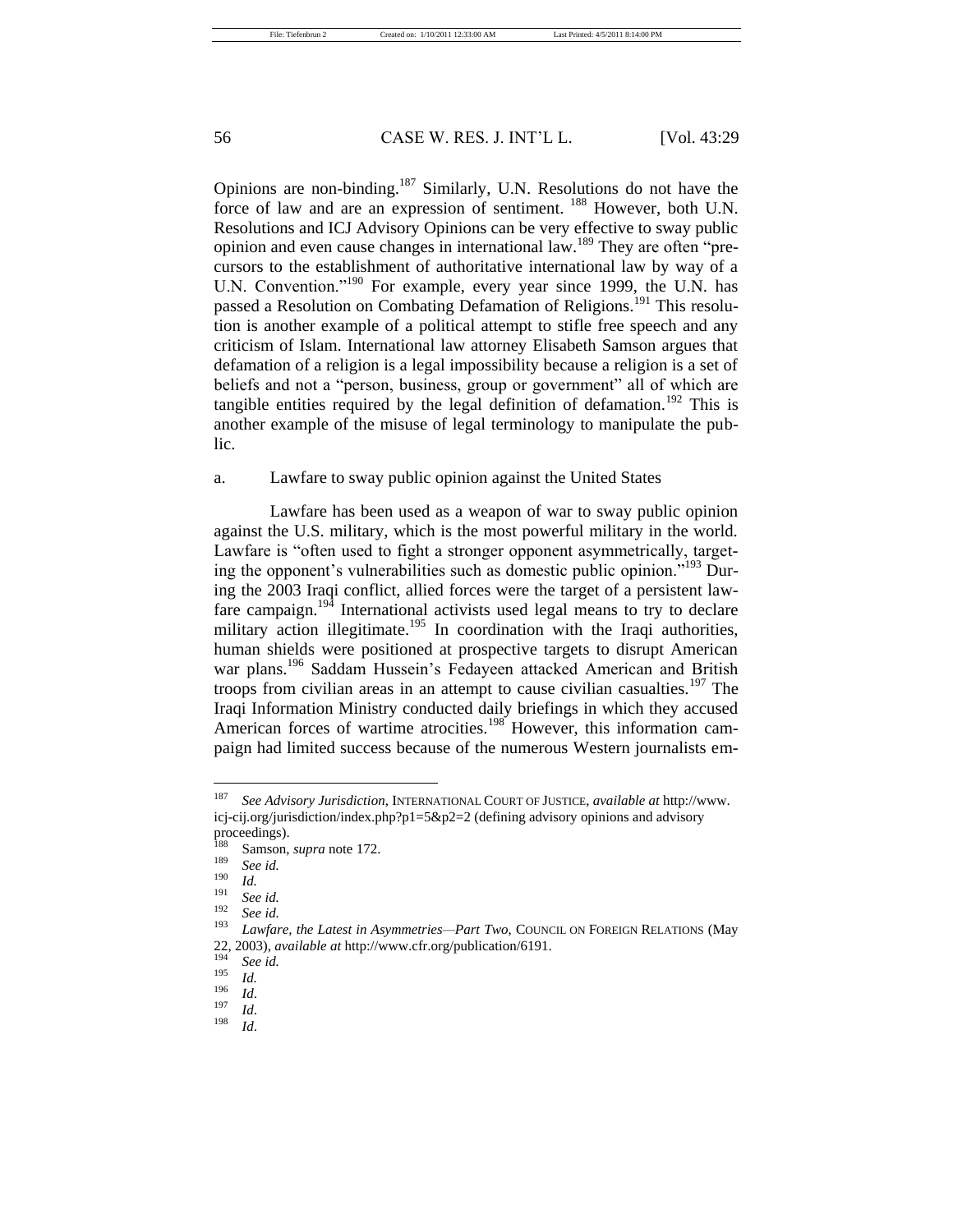Opinions are non-binding.[187] Similarly, U.N. Resolutions do not have the force of law and are an expression of sentiment. [188] However, both U.N. Resolutions and ICJ Advisory Opinions can be very effective to sway public opinion and even cause changes in international law.[189] They are often "precursors to the establishment of authoritative international law by way of a U.N. Convention."[190] For example, every year since 1999, the U.N. has passed a Resolution on Combating Defamation of Religions.[191] This resolution is another example of a political attempt to stifle free speech and any criticism of Islam. International law attorney Elisabeth Samson argues that defamation of a religion is a legal impossibility because a religion is a set of beliefs and not a "person, business, group or government" all of which are tangible entities required by the legal definition of defamation.[192] This is another example of the misuse of legal terminology to manipulate the public.

a. Lawfare to sway public opinion against the United States

Lawfare has been used as a weapon of war to sway public opinion against the U.S. military, which is the most powerful military in the world. Lawfare is "often used to fight a stronger opponent asymmetrically, targeting the opponent's vulnerabilities such as domestic public opinion."[193] During the 2003 Iraqi conflict, allied forces were the target of a persistent lawfare campaign.[194] International activists used legal means to try to declare military action illegitimate.[195] In coordination with the Iraqi authorities, human shields were positioned at prospective targets to disrupt American war plans.[196] Saddam Hussein's Fedayeen attacked American and British troops from civilian areas in an attempt to cause civilian casualties.[197] The Iraqi Information Ministry conducted daily briefings in which they accused American forces of wartime atrocities.[198] However, this information campaign had limited success because of the numerous Western journalists em-

---

[187] *See Advisory Jurisdiction*, INTERNATIONAL COURT OF JUSTICE, *available at* http://www.icj-cij.org/jurisdiction/index.php?p1=5&p2=2 (defining advisory opinions and advisory proceedings).

[188] Samson, *supra* note 172.

[189] *See id.*

[190] *Id.*

[191] *See id.*

[192] *See id.*

[193] *Lawfare, the Latest in Asymmetries—Part Two*, COUNCIL ON FOREIGN RELATIONS (May 22, 2003), *available at* http://www.cfr.org/publication/6191.

[194] *See id.*

[195] *Id.*

[196] *Id*.

[197] *Id*.

[198] *Id*.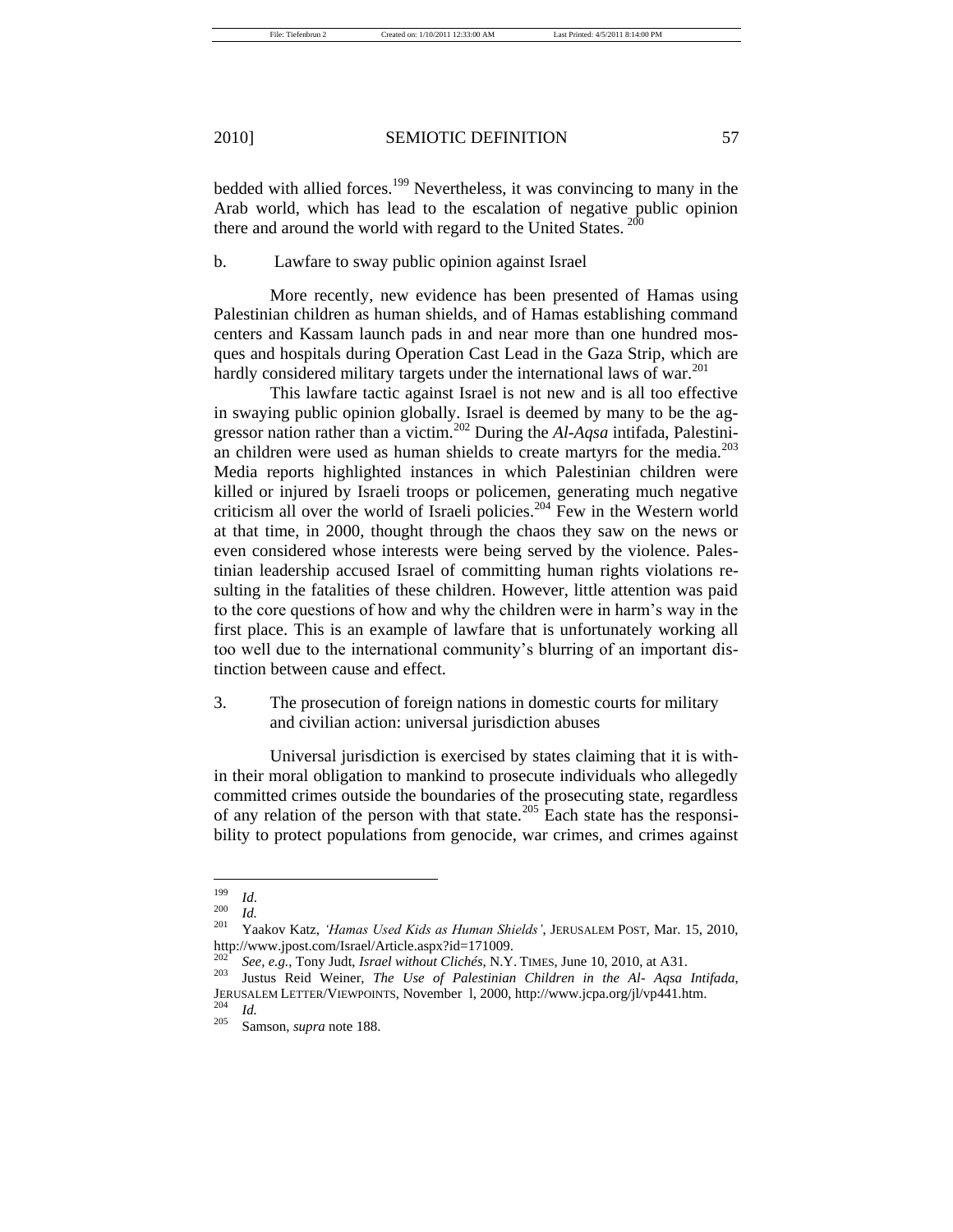bedded with allied forces.[199] Nevertheless, it was convincing to many in the Arab world, which has lead to the escalation of negative public opinion there and around the world with regard to the United States. [200]

b. Lawfare to sway public opinion against Israel

More recently, new evidence has been presented of Hamas using Palestinian children as human shields, and of Hamas establishing command centers and Kassam launch pads in and near more than one hundred mosques and hospitals during Operation Cast Lead in the Gaza Strip, which are hardly considered military targets under the international laws of war.[201]

This lawfare tactic against Israel is not new and is all too effective in swaying public opinion globally. Israel is deemed by many to be the aggressor nation rather than a victim.[202] During the *Al-Aqsa* intifada, Palestinian children were used as human shields to create martyrs for the media.[203] Media reports highlighted instances in which Palestinian children were killed or injured by Israeli troops or policemen, generating much negative criticism all over the world of Israeli policies.[204] Few in the Western world at that time, in 2000, thought through the chaos they saw on the news or even considered whose interests were being served by the violence. Palestinian leadership accused Israel of committing human rights violations resulting in the fatalities of these children. However, little attention was paid to the core questions of how and why the children were in harm's way in the first place. This is an example of lawfare that is unfortunately working all too well due to the international community's blurring of an important distinction between cause and effect.

3. The prosecution of foreign nations in domestic courts for military and civilian action: universal jurisdiction abuses

Universal jurisdiction is exercised by states claiming that it is within their moral obligation to mankind to prosecute individuals who allegedly committed crimes outside the boundaries of the prosecuting state, regardless of any relation of the person with that state.[205] Each state has the responsibility to protect populations from genocide, war crimes, and crimes against

---

[199] *Id.*

[200] *Id.*

[201] Yaakov Katz, *'Hamas Used Kids as Human Shields'*, JERUSALEM POST, Mar. 15, 2010, http://www.jpost.com/Israel/Article.aspx?id=171009.

[202] *See, e.g.*, Tony Judt, *Israel without Clichés*, N.Y. TIMES, June 10, 2010, at A31.

[203] Justus Reid Weiner, *The Use of Palestinian Children in the Al- Aqsa Intifada*, JERUSALEM LETTER/VIEWPOINTS, November l, 2000, http://www.jcpa.org/jl/vp441.htm.

[204] *Id.*

[205] Samson, *supra* note 188.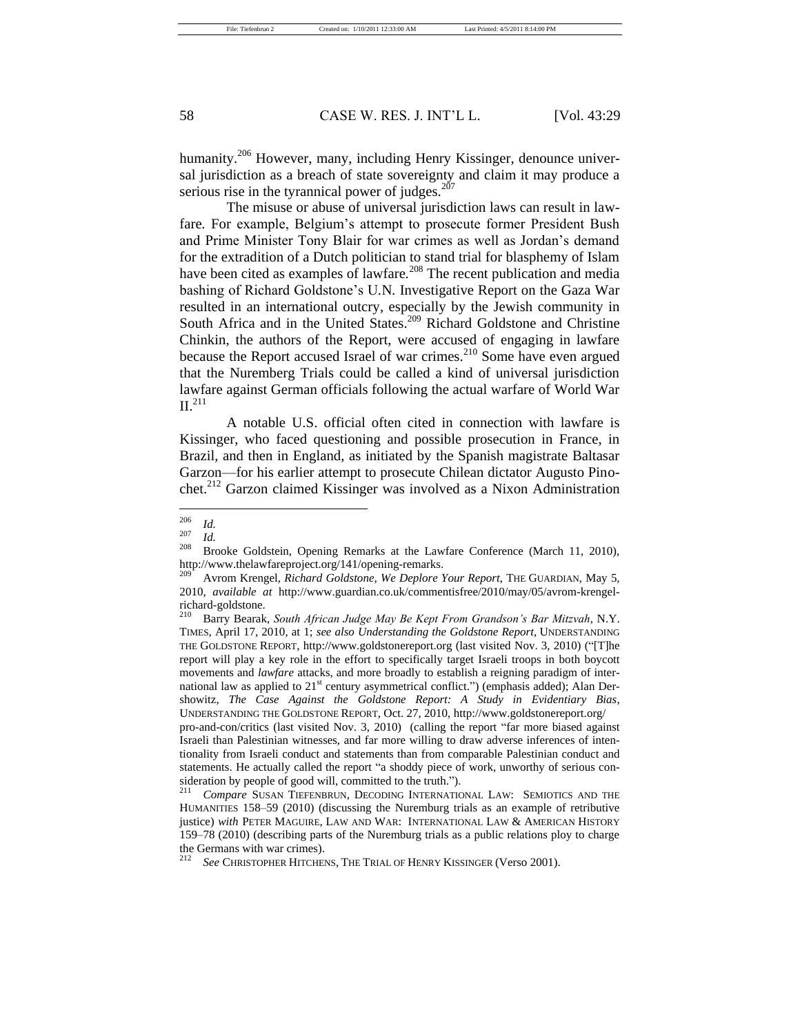humanity.[206] However, many, including Henry Kissinger, denounce universal jurisdiction as a breach of state sovereignty and claim it may produce a serious rise in the tyrannical power of judges.[207]

The misuse or abuse of universal jurisdiction laws can result in lawfare. For example, Belgium's attempt to prosecute former President Bush and Prime Minister Tony Blair for war crimes as well as Jordan's demand for the extradition of a Dutch politician to stand trial for blasphemy of Islam have been cited as examples of lawfare.[208] The recent publication and media bashing of Richard Goldstone's U.N. Investigative Report on the Gaza War resulted in an international outcry, especially by the Jewish community in South Africa and in the United States.[209] Richard Goldstone and Christine Chinkin, the authors of the Report, were accused of engaging in lawfare because the Report accused Israel of war crimes.[210] Some have even argued that the Nuremberg Trials could be called a kind of universal jurisdiction lawfare against German officials following the actual warfare of World War II.[211]

A notable U.S. official often cited in connection with lawfare is Kissinger, who faced questioning and possible prosecution in France, in Brazil, and then in England, as initiated by the Spanish magistrate Baltasar Garzon—for his earlier attempt to prosecute Chilean dictator Augusto Pinochet.[212] Garzon claimed Kissinger was involved as a Nixon Administration

---

[206] *Id.*

[207] *Id.*

[208] Brooke Goldstein, Opening Remarks at the Lawfare Conference (March 11, 2010), http://www.thelawfareproject.org/141/opening-remarks.

[209] Avrom Krengel, *Richard Goldstone, We Deplore Your Report*, THE GUARDIAN, May 5, 2010, *available at* http://www.guardian.co.uk/commentisfree/2010/may/05/avrom-krengel-richard-goldstone.

[210] Barry Bearak, *South African Judge May Be Kept From Grandson's Bar Mitzvah*, N.Y. TIMES, April 17, 2010, at 1; *see also Understanding the Goldstone Report*, UNDERSTANDING THE GOLDSTONE REPORT, http://www.goldstonereport.org (last visited Nov. 3, 2010) ("[T]he report will play a key role in the effort to specifically target Israeli troops in both boycott movements and *lawfare* attacks, and more broadly to establish a reigning paradigm of international law as applied to 21st century asymmetrical conflict.") (emphasis added); Alan Dershowitz, *The Case Against the Goldstone Report: A Study in Evidentiary Bias*, UNDERSTANDING THE GOLDSTONE REPORT, Oct. 27, 2010, http://www.goldstonereport.org/pro-and-con/critics (last visited Nov. 3, 2010) (calling the report "far more biased against Israeli than Palestinian witnesses, and far more willing to draw adverse inferences of intentionality from Israeli conduct and statements than from comparable Palestinian conduct and statements. He actually called the report "a shoddy piece of work, unworthy of serious consideration by people of good will, committed to the truth.").

[211] *Compare* SUSAN TIEFENBRUN, DECODING INTERNATIONAL LAW: SEMIOTICS AND THE HUMANITIES 158–59 (2010) (discussing the Nuremburg trials as an example of retributive justice) *with* PETER MAGUIRE, LAW AND WAR: INTERNATIONAL LAW & AMERICAN HISTORY 159–78 (2010) (describing parts of the Nuremburg trials as a public relations ploy to charge the Germans with war crimes).

[212] *See* CHRISTOPHER HITCHENS, THE TRIAL OF HENRY KISSINGER (Verso 2001).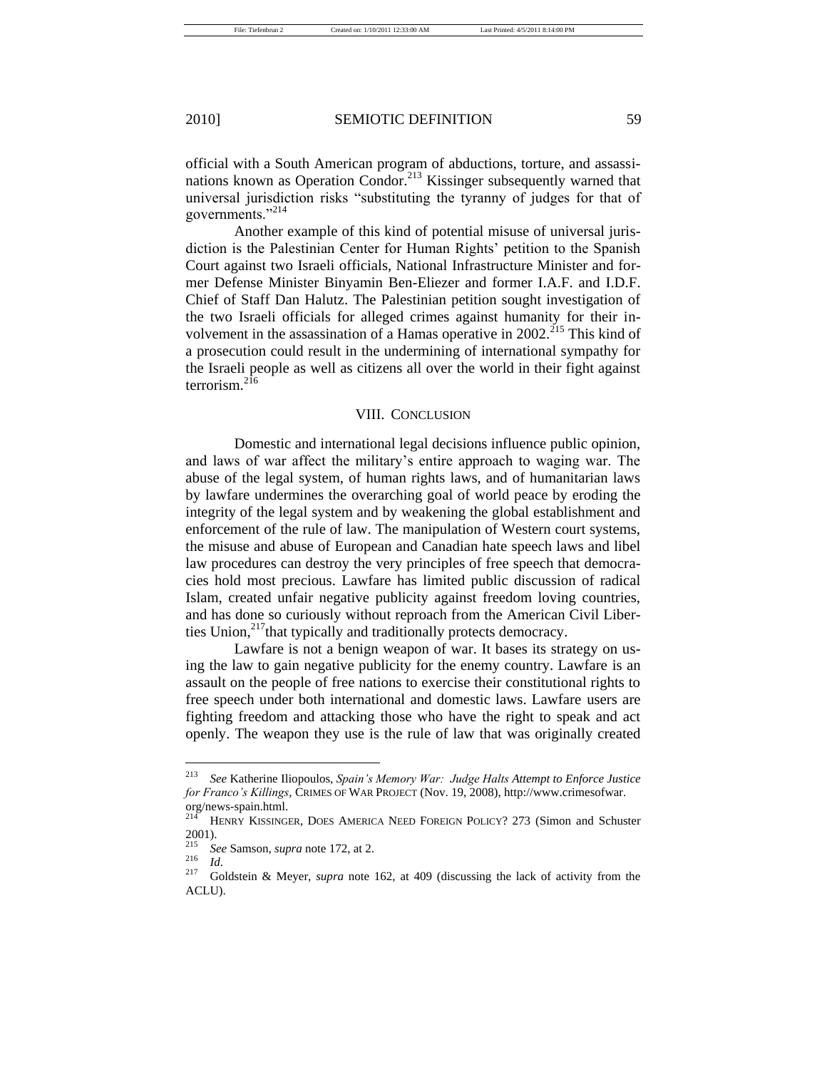official with a South American program of abductions, torture, and assassinations known as Operation Condor.[213] Kissinger subsequently warned that universal jurisdiction risks "substituting the tyranny of judges for that of governments."[214]

Another example of this kind of potential misuse of universal jurisdiction is the Palestinian Center for Human Rights' petition to the Spanish Court against two Israeli officials, National Infrastructure Minister and former Defense Minister Binyamin Ben-Eliezer and former I.A.F. and I.D.F. Chief of Staff Dan Halutz. The Palestinian petition sought investigation of the two Israeli officials for alleged crimes against humanity for their involvement in the assassination of a Hamas operative in 2002.[215] This kind of a prosecution could result in the undermining of international sympathy for the Israeli people as well as citizens all over the world in their fight against terrorism.[216]

## VIII. CONCLUSION

Domestic and international legal decisions influence public opinion, and laws of war affect the military's entire approach to waging war. The abuse of the legal system, of human rights laws, and of humanitarian laws by lawfare undermines the overarching goal of world peace by eroding the integrity of the legal system and by weakening the global establishment and enforcement of the rule of law. The manipulation of Western court systems, the misuse and abuse of European and Canadian hate speech laws and libel law procedures can destroy the very principles of free speech that democracies hold most precious. Lawfare has limited public discussion of radical Islam, created unfair negative publicity against freedom loving countries, and has done so curiously without reproach from the American Civil Liberties Union,[217] that typically and traditionally protects democracy.

Lawfare is not a benign weapon of war. It bases its strategy on using the law to gain negative publicity for the enemy country. Lawfare is an assault on the people of free nations to exercise their constitutional rights to free speech under both international and domestic laws. Lawfare users are fighting freedom and attacking those who have the right to speak and act openly. The weapon they use is the rule of law that was originally created

---

[213] *See* Katherine Iliopoulos, *Spain's Memory War: Judge Halts Attempt to Enforce Justice for Franco's Killings*, CRIMES OF WAR PROJECT (Nov. 19, 2008), http://www.crimesofwar.org/news-spain.html.

[214] HENRY KISSINGER, DOES AMERICA NEED FOREIGN POLICY? 273 (Simon and Schuster 2001).

[215] *See* Samson, *supra* note 172, at 2.

[216] *Id.*

[217] Goldstein & Meyer, *supra* note 162, at 409 (discussing the lack of activity from the ACLU).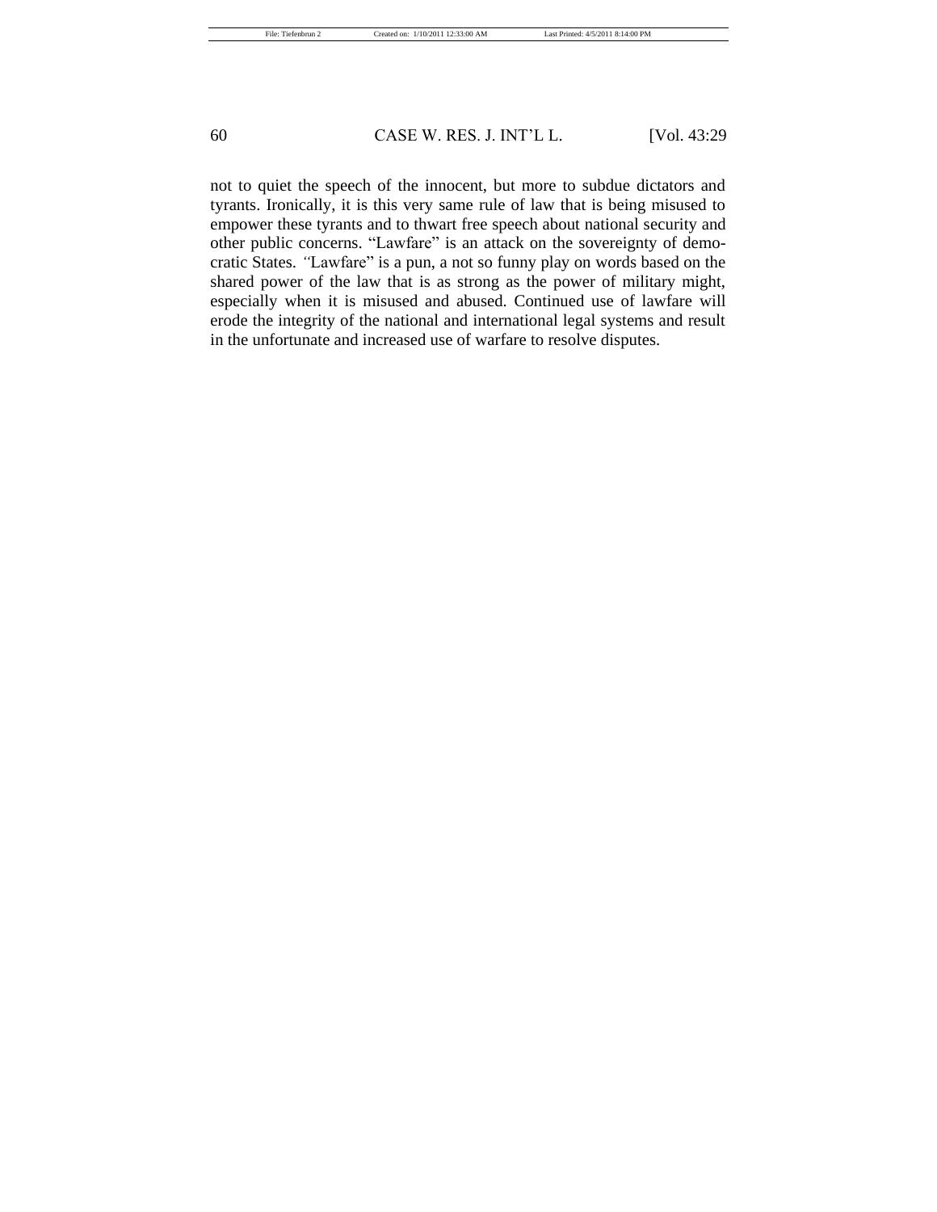not to quiet the speech of the innocent, but more to subdue dictators and tyrants. Ironically, it is this very same rule of law that is being misused to empower these tyrants and to thwart free speech about national security and other public concerns. "Lawfare" is an attack on the sovereignty of democratic States. "Lawfare" is a pun, a not so funny play on words based on the shared power of the law that is as strong as the power of military might, especially when it is misused and abused. Continued use of lawfare will erode the integrity of the national and international legal systems and result in the unfortunate and increased use of warfare to resolve disputes.